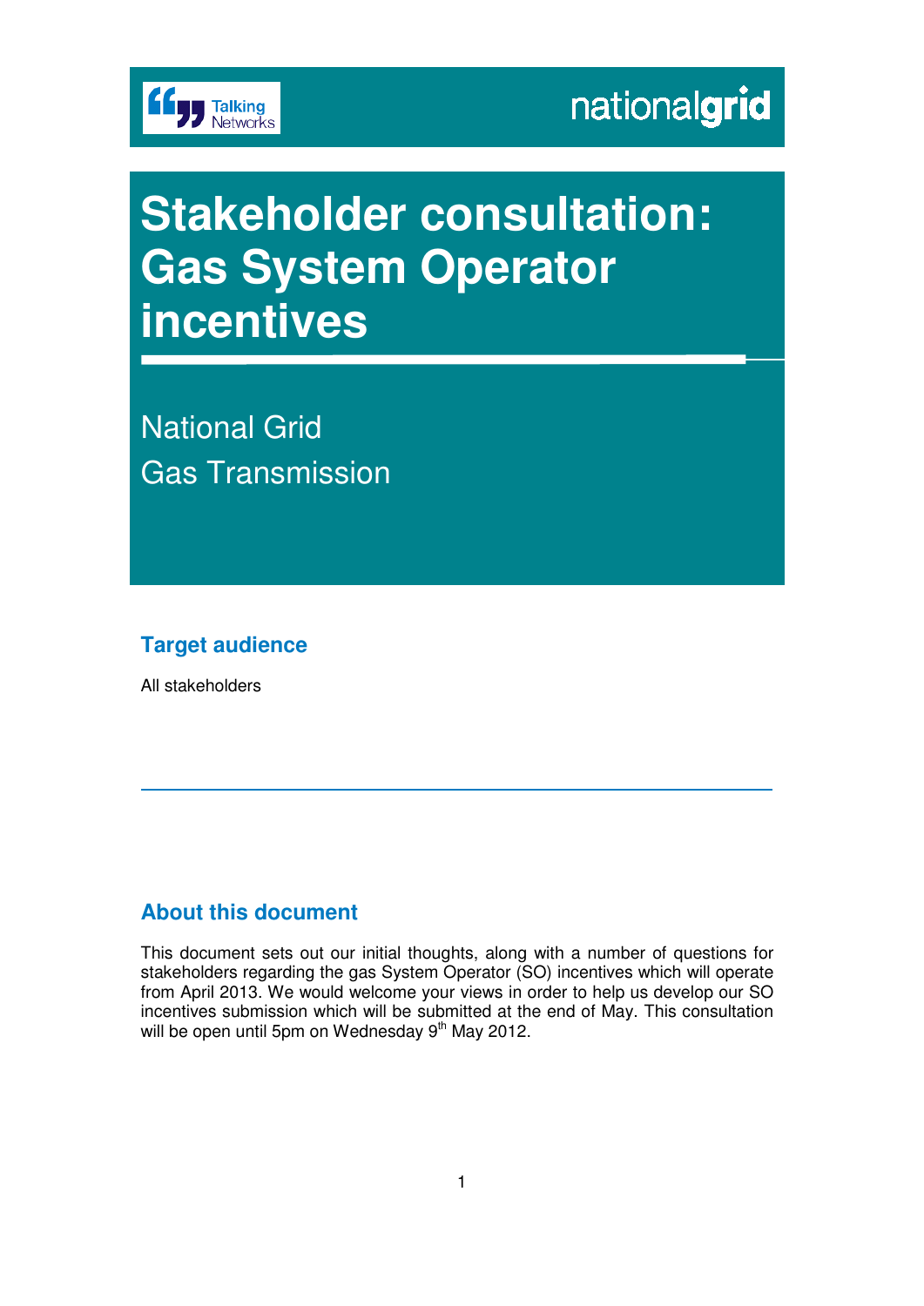Talking Networks

nationalgrid

# Stakeholder consultation: Gas System Operator incentives

National Grid
Gas Transmission

## Target audience

All stakeholders

## About this document

This document sets out our initial thoughts, along with a number of questions for stakeholders regarding the gas System Operator (SO) incentives which will operate from April 2013. We would welcome your views in order to help us develop our SO incentives submission which will be submitted at the end of May. This consultation will be open until 5pm on Wednesday 9th May 2012.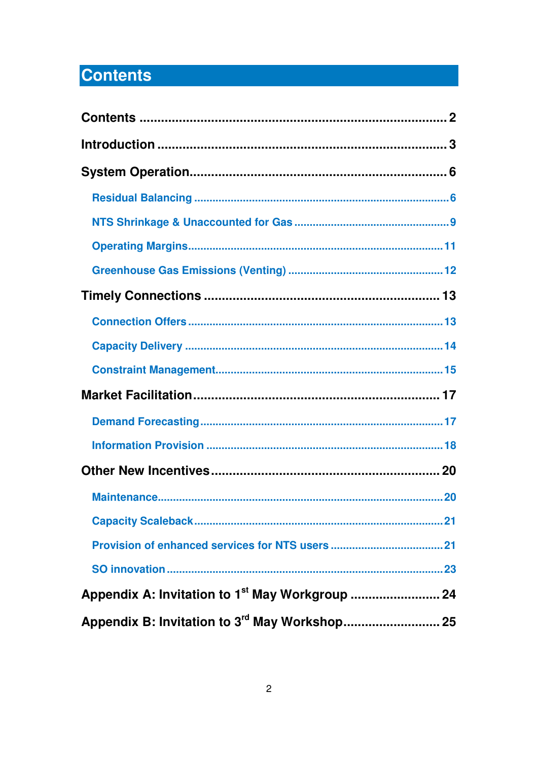# Contents

Contents .......... 2

Introduction .......... 3

System Operation .......... 6

- Residual Balancing .......... 6
- NTS Shrinkage & Unaccounted for Gas .......... 9
- Operating Margins .......... 11
- Greenhouse Gas Emissions (Venting) .......... 12

Timely Connections .......... 13

- Connection Offers .......... 13
- Capacity Delivery .......... 14
- Constraint Management .......... 15

Market Facilitation .......... 17

- Demand Forecasting .......... 17
- Information Provision .......... 18

Other New Incentives .......... 20

- Maintenance .......... 20
- Capacity Scaleback .......... 21
- Provision of enhanced services for NTS users .......... 21
- SO innovation .......... 23

Appendix A: Invitation to 1st May Workgroup .......... 24

Appendix B: Invitation to 3rd May Workshop .......... 25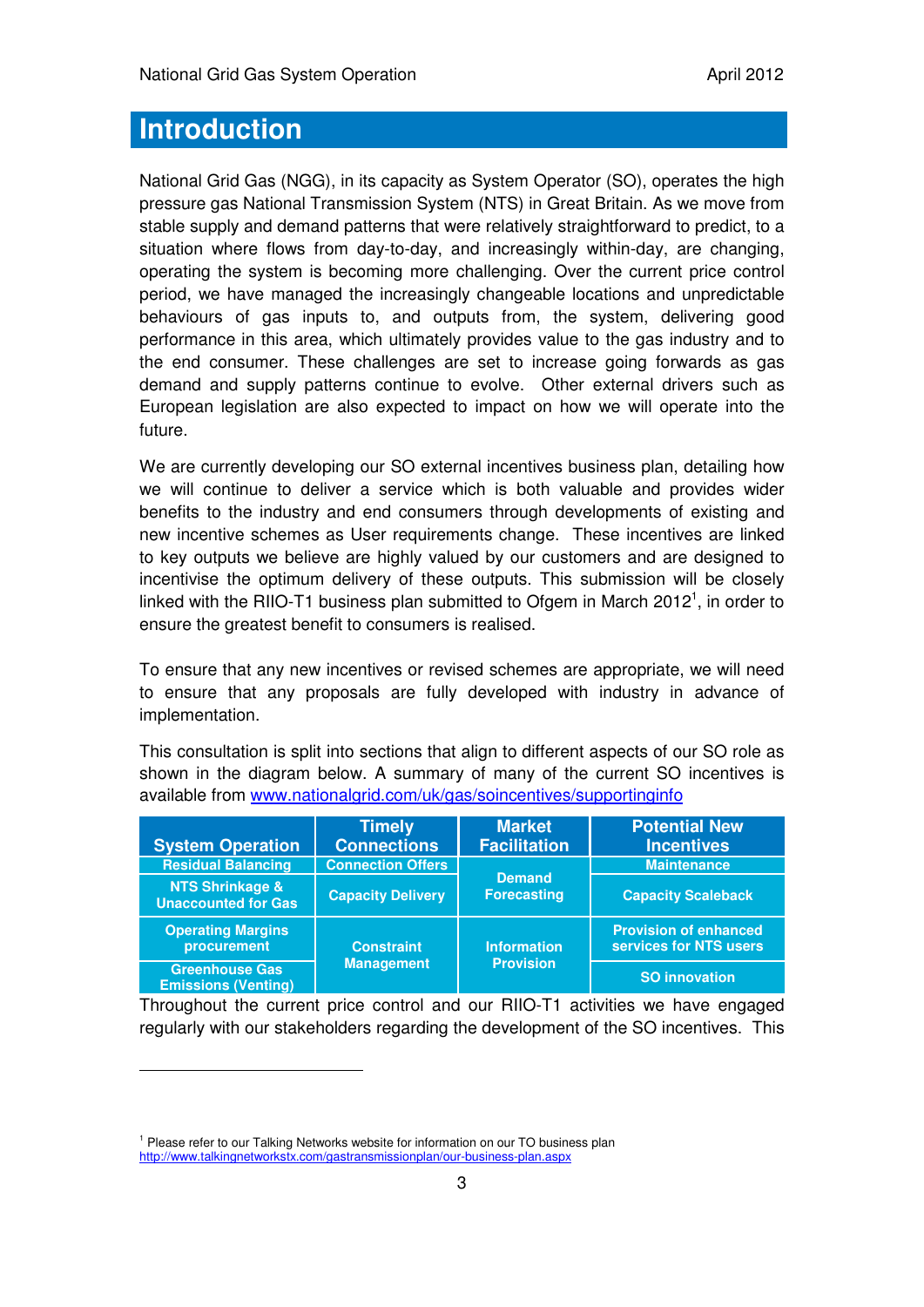# Introduction

National Grid Gas (NGG), in its capacity as System Operator (SO), operates the high pressure gas National Transmission System (NTS) in Great Britain. As we move from stable supply and demand patterns that were relatively straightforward to predict, to a situation where flows from day-to-day, and increasingly within-day, are changing, operating the system is becoming more challenging. Over the current price control period, we have managed the increasingly changeable locations and unpredictable behaviours of gas inputs to, and outputs from, the system, delivering good performance in this area, which ultimately provides value to the gas industry and to the end consumer. These challenges are set to increase going forwards as gas demand and supply patterns continue to evolve. Other external drivers such as European legislation are also expected to impact on how we will operate into the future.

We are currently developing our SO external incentives business plan, detailing how we will continue to deliver a service which is both valuable and provides wider benefits to the industry and end consumers through developments of existing and new incentive schemes as User requirements change. These incentives are linked to key outputs we believe are highly valued by our customers and are designed to incentivise the optimum delivery of these outputs. This submission will be closely linked with the RIIO-T1 business plan submitted to Ofgem in March 2012[1], in order to ensure the greatest benefit to consumers is realised.

To ensure that any new incentives or revised schemes are appropriate, we will need to ensure that any proposals are fully developed with industry in advance of implementation.

This consultation is split into sections that align to different aspects of our SO role as shown in the diagram below. A summary of many of the current SO incentives is available from www.nationalgrid.com/uk/gas/soincentives/supportinginfo

| System Operation | Timely Connections | Market Facilitation | Potential New Incentives |
|---|---|---|---|
| Residual Balancing | Connection Offers | Demand Forecasting | Maintenance |
| NTS Shrinkage & Unaccounted for Gas | Capacity Delivery | | Capacity Scaleback |
| Operating Margins procurement | Constraint Management | Information Provision | Provision of enhanced services for NTS users |
| Greenhouse Gas Emissions (Venting) | | | SO innovation |

Throughout the current price control and our RIIO-T1 activities we have engaged regularly with our stakeholders regarding the development of the SO incentives. This

[1] Please refer to our Talking Networks website for information on our TO business plan http://www.talkingnetworkstx.com/gastransmissionplan/our-business-plan.aspx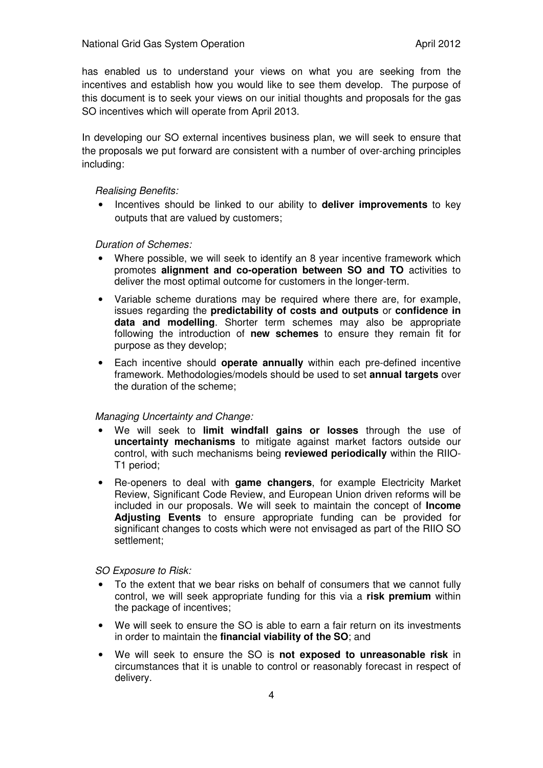has enabled us to understand your views on what you are seeking from the incentives and establish how you would like to see them develop. The purpose of this document is to seek your views on our initial thoughts and proposals for the gas SO incentives which will operate from April 2013.

In developing our SO external incentives business plan, we will seek to ensure that the proposals we put forward are consistent with a number of over-arching principles including:

*Realising Benefits:*

- Incentives should be linked to our ability to **deliver improvements** to key outputs that are valued by customers;

*Duration of Schemes:*

- Where possible, we will seek to identify an 8 year incentive framework which promotes **alignment and co-operation between SO and TO** activities to deliver the most optimal outcome for customers in the longer-term.
- Variable scheme durations may be required where there are, for example, issues regarding the **predictability of costs and outputs** or **confidence in data and modelling**. Shorter term schemes may also be appropriate following the introduction of **new schemes** to ensure they remain fit for purpose as they develop;
- Each incentive should **operate annually** within each pre-defined incentive framework. Methodologies/models should be used to set **annual targets** over the duration of the scheme;

*Managing Uncertainty and Change:*

- We will seek to **limit windfall gains or losses** through the use of **uncertainty mechanisms** to mitigate against market factors outside our control, with such mechanisms being **reviewed periodically** within the RIIO-T1 period;
- Re-openers to deal with **game changers**, for example Electricity Market Review, Significant Code Review, and European Union driven reforms will be included in our proposals. We will seek to maintain the concept of **Income Adjusting Events** to ensure appropriate funding can be provided for significant changes to costs which were not envisaged as part of the RIIO SO settlement;

*SO Exposure to Risk:*

- To the extent that we bear risks on behalf of consumers that we cannot fully control, we will seek appropriate funding for this via a **risk premium** within the package of incentives;
- We will seek to ensure the SO is able to earn a fair return on its investments in order to maintain the **financial viability of the SO**; and
- We will seek to ensure the SO is **not exposed to unreasonable risk** in circumstances that it is unable to control or reasonably forecast in respect of delivery.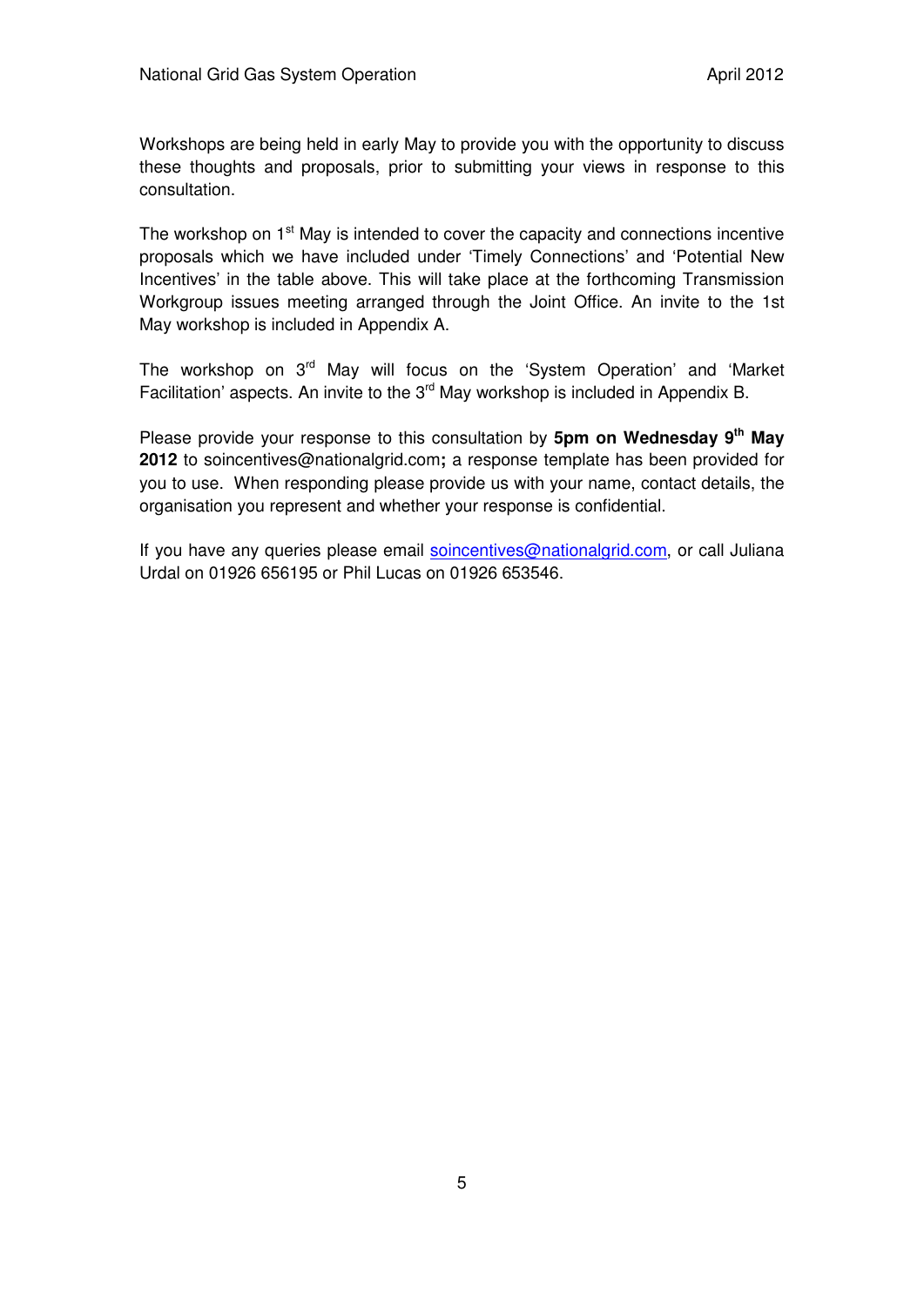Workshops are being held in early May to provide you with the opportunity to discuss these thoughts and proposals, prior to submitting your views in response to this consultation.

The workshop on 1st May is intended to cover the capacity and connections incentive proposals which we have included under 'Timely Connections' and 'Potential New Incentives' in the table above. This will take place at the forthcoming Transmission Workgroup issues meeting arranged through the Joint Office. An invite to the 1st May workshop is included in Appendix A.

The workshop on 3rd May will focus on the 'System Operation' and 'Market Facilitation' aspects. An invite to the 3rd May workshop is included in Appendix B.

Please provide your response to this consultation by **5pm on Wednesday 9th May 2012** to soincentives@nationalgrid.com**;** a response template has been provided for you to use. When responding please provide us with your name, contact details, the organisation you represent and whether your response is confidential.

If you have any queries please email soincentives@nationalgrid.com, or call Juliana Urdal on 01926 656195 or Phil Lucas on 01926 653546.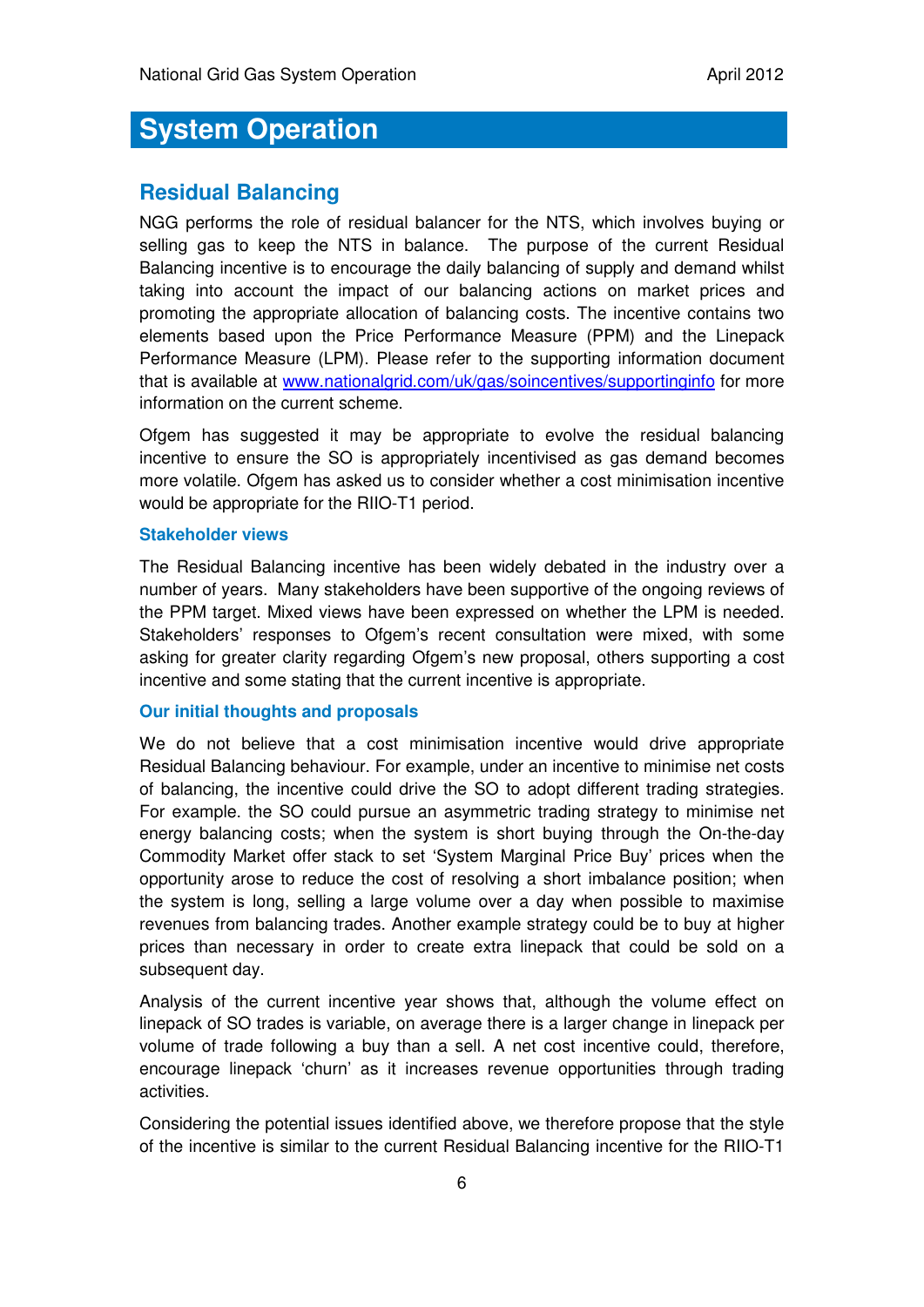# System Operation

## Residual Balancing

NGG performs the role of residual balancer for the NTS, which involves buying or selling gas to keep the NTS in balance. The purpose of the current Residual Balancing incentive is to encourage the daily balancing of supply and demand whilst taking into account the impact of our balancing actions on market prices and promoting the appropriate allocation of balancing costs. The incentive contains two elements based upon the Price Performance Measure (PPM) and the Linepack Performance Measure (LPM). Please refer to the supporting information document that is available at [www.nationalgrid.com/uk/gas/soincentives/supportinginfo](http://www.nationalgrid.com/uk/gas/soincentives/supportinginfo) for more information on the current scheme.

Ofgem has suggested it may be appropriate to evolve the residual balancing incentive to ensure the SO is appropriately incentivised as gas demand becomes more volatile. Ofgem has asked us to consider whether a cost minimisation incentive would be appropriate for the RIIO-T1 period.

### Stakeholder views

The Residual Balancing incentive has been widely debated in the industry over a number of years. Many stakeholders have been supportive of the ongoing reviews of the PPM target. Mixed views have been expressed on whether the LPM is needed. Stakeholders' responses to Ofgem's recent consultation were mixed, with some asking for greater clarity regarding Ofgem's new proposal, others supporting a cost incentive and some stating that the current incentive is appropriate.

### Our initial thoughts and proposals

We do not believe that a cost minimisation incentive would drive appropriate Residual Balancing behaviour. For example, under an incentive to minimise net costs of balancing, the incentive could drive the SO to adopt different trading strategies. For example. the SO could pursue an asymmetric trading strategy to minimise net energy balancing costs; when the system is short buying through the On-the-day Commodity Market offer stack to set 'System Marginal Price Buy' prices when the opportunity arose to reduce the cost of resolving a short imbalance position; when the system is long, selling a large volume over a day when possible to maximise revenues from balancing trades. Another example strategy could be to buy at higher prices than necessary in order to create extra linepack that could be sold on a subsequent day.

Analysis of the current incentive year shows that, although the volume effect on linepack of SO trades is variable, on average there is a larger change in linepack per volume of trade following a buy than a sell. A net cost incentive could, therefore, encourage linepack 'churn' as it increases revenue opportunities through trading activities.

Considering the potential issues identified above, we therefore propose that the style of the incentive is similar to the current Residual Balancing incentive for the RIIO-T1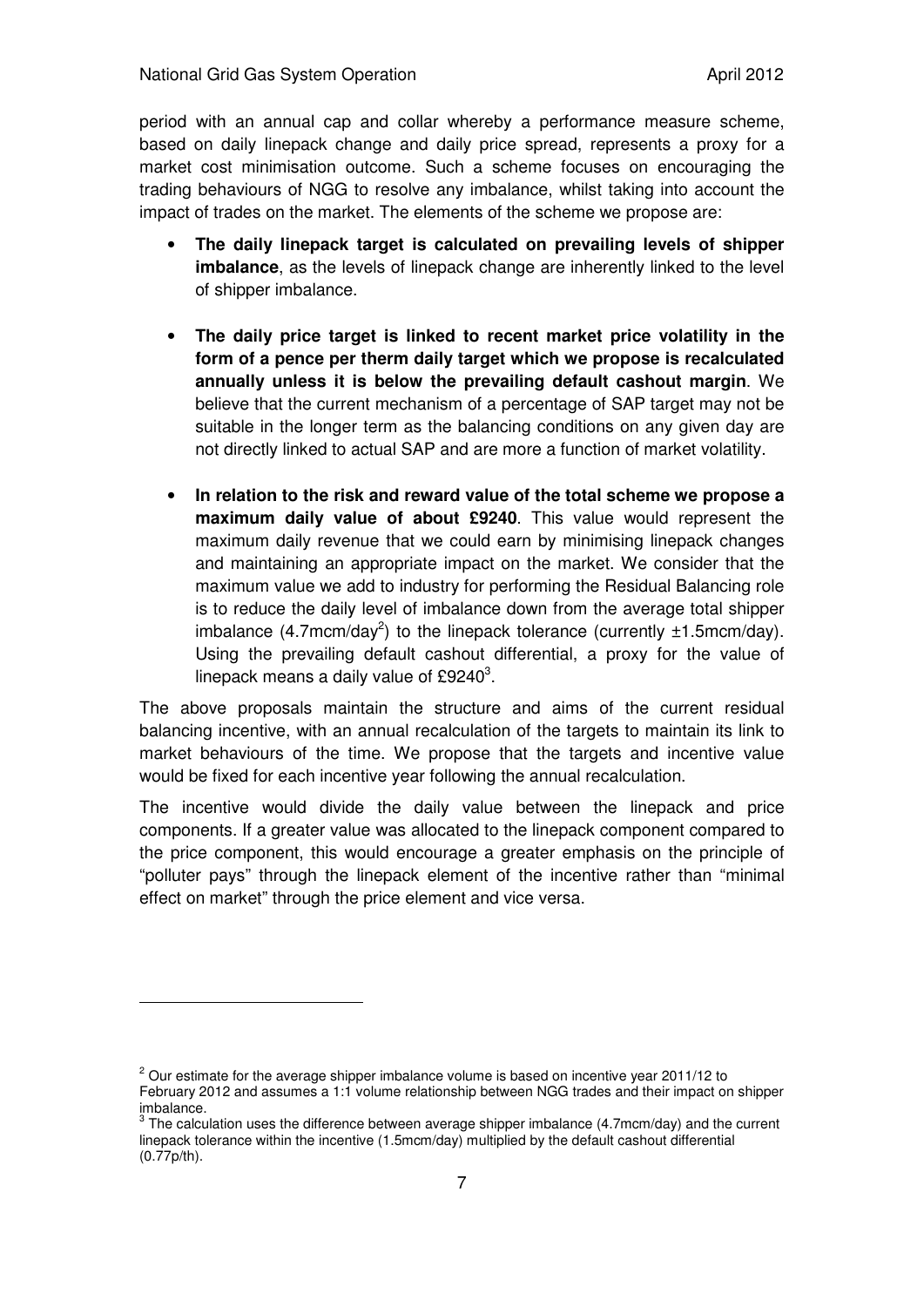period with an annual cap and collar whereby a performance measure scheme, based on daily linepack change and daily price spread, represents a proxy for a market cost minimisation outcome. Such a scheme focuses on encouraging the trading behaviours of NGG to resolve any imbalance, whilst taking into account the impact of trades on the market. The elements of the scheme we propose are:

- **The daily linepack target is calculated on prevailing levels of shipper imbalance**, as the levels of linepack change are inherently linked to the level of shipper imbalance.

- **The daily price target is linked to recent market price volatility in the form of a pence per therm daily target which we propose is recalculated annually unless it is below the prevailing default cashout margin**. We believe that the current mechanism of a percentage of SAP target may not be suitable in the longer term as the balancing conditions on any given day are not directly linked to actual SAP and are more a function of market volatility.

- **In relation to the risk and reward value of the total scheme we propose a maximum daily value of about £9240**. This value would represent the maximum daily revenue that we could earn by minimising linepack changes and maintaining an appropriate impact on the market. We consider that the maximum value we add to industry for performing the Residual Balancing role is to reduce the daily level of imbalance down from the average total shipper imbalance (4.7mcm/day[2]) to the linepack tolerance (currently ±1.5mcm/day). Using the prevailing default cashout differential, a proxy for the value of linepack means a daily value of £9240[3].

The above proposals maintain the structure and aims of the current residual balancing incentive, with an annual recalculation of the targets to maintain its link to market behaviours of the time. We propose that the targets and incentive value would be fixed for each incentive year following the annual recalculation.

The incentive would divide the daily value between the linepack and price components. If a greater value was allocated to the linepack component compared to the price component, this would encourage a greater emphasis on the principle of "polluter pays" through the linepack element of the incentive rather than "minimal effect on market" through the price element and vice versa.

---

[2] Our estimate for the average shipper imbalance volume is based on incentive year 2011/12 to February 2012 and assumes a 1:1 volume relationship between NGG trades and their impact on shipper imbalance.

[3] The calculation uses the difference between average shipper imbalance (4.7mcm/day) and the current linepack tolerance within the incentive (1.5mcm/day) multiplied by the default cashout differential (0.77p/th).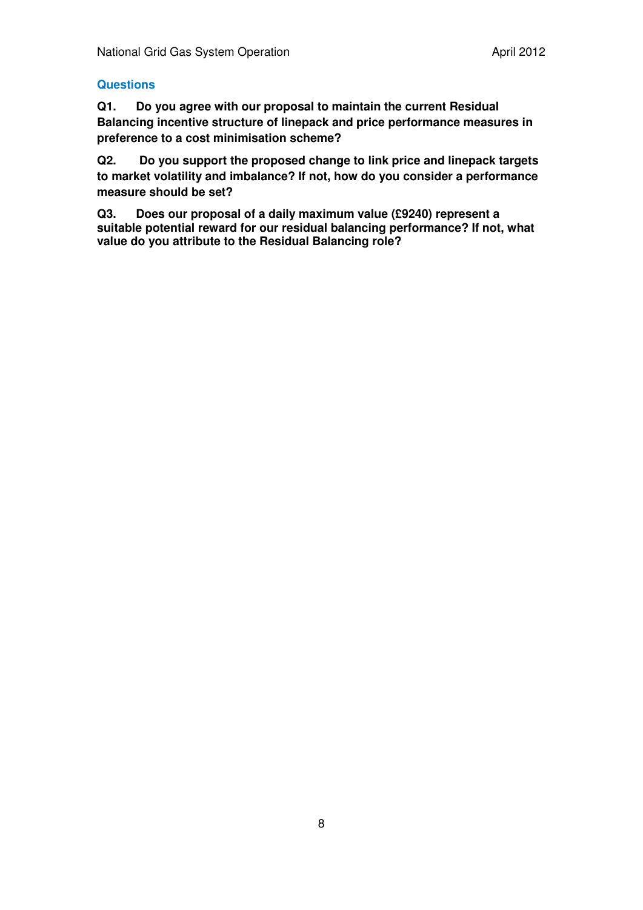### Questions

**Q1. Do you agree with our proposal to maintain the current Residual Balancing incentive structure of linepack and price performance measures in preference to a cost minimisation scheme?**

**Q2. Do you support the proposed change to link price and linepack targets to market volatility and imbalance? If not, how do you consider a performance measure should be set?**

**Q3. Does our proposal of a daily maximum value (£9240) represent a suitable potential reward for our residual balancing performance? If not, what value do you attribute to the Residual Balancing role?**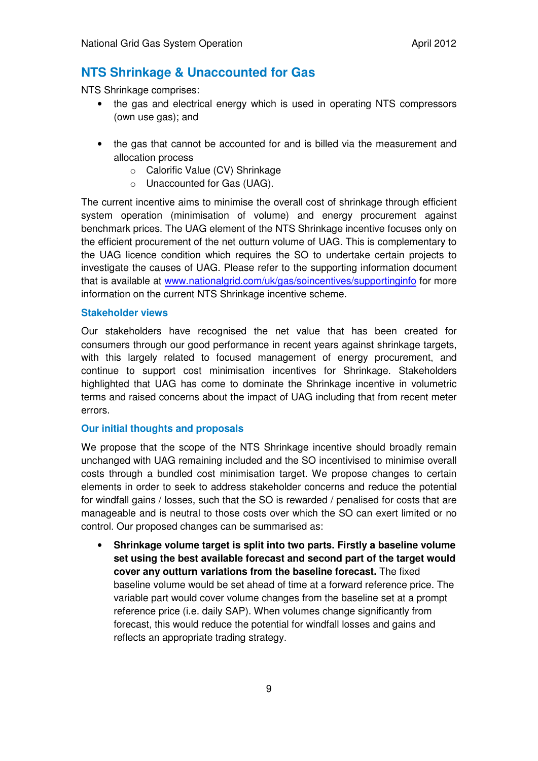## NTS Shrinkage & Unaccounted for Gas

NTS Shrinkage comprises:

- the gas and electrical energy which is used in operating NTS compressors (own use gas); and
- the gas that cannot be accounted for and is billed via the measurement and allocation process
    - Calorific Value (CV) Shrinkage
    - Unaccounted for Gas (UAG).

The current incentive aims to minimise the overall cost of shrinkage through efficient system operation (minimisation of volume) and energy procurement against benchmark prices. The UAG element of the NTS Shrinkage incentive focuses only on the efficient procurement of the net outturn volume of UAG. This is complementary to the UAG licence condition which requires the SO to undertake certain projects to investigate the causes of UAG. Please refer to the supporting information document that is available at [www.nationalgrid.com/uk/gas/soincentives/supportinginfo](www.nationalgrid.com/uk/gas/soincentives/supportinginfo) for more information on the current NTS Shrinkage incentive scheme.

### Stakeholder views

Our stakeholders have recognised the net value that has been created for consumers through our good performance in recent years against shrinkage targets, with this largely related to focused management of energy procurement, and continue to support cost minimisation incentives for Shrinkage. Stakeholders highlighted that UAG has come to dominate the Shrinkage incentive in volumetric terms and raised concerns about the impact of UAG including that from recent meter errors.

### Our initial thoughts and proposals

We propose that the scope of the NTS Shrinkage incentive should broadly remain unchanged with UAG remaining included and the SO incentivised to minimise overall costs through a bundled cost minimisation target. We propose changes to certain elements in order to seek to address stakeholder concerns and reduce the potential for windfall gains / losses, such that the SO is rewarded / penalised for costs that are manageable and is neutral to those costs over which the SO can exert limited or no control. Our proposed changes can be summarised as:

- **Shrinkage volume target is split into two parts. Firstly a baseline volume set using the best available forecast and second part of the target would cover any outturn variations from the baseline forecast.** The fixed baseline volume would be set ahead of time at a forward reference price. The variable part would cover volume changes from the baseline set at a prompt reference price (i.e. daily SAP). When volumes change significantly from forecast, this would reduce the potential for windfall losses and gains and reflects an appropriate trading strategy.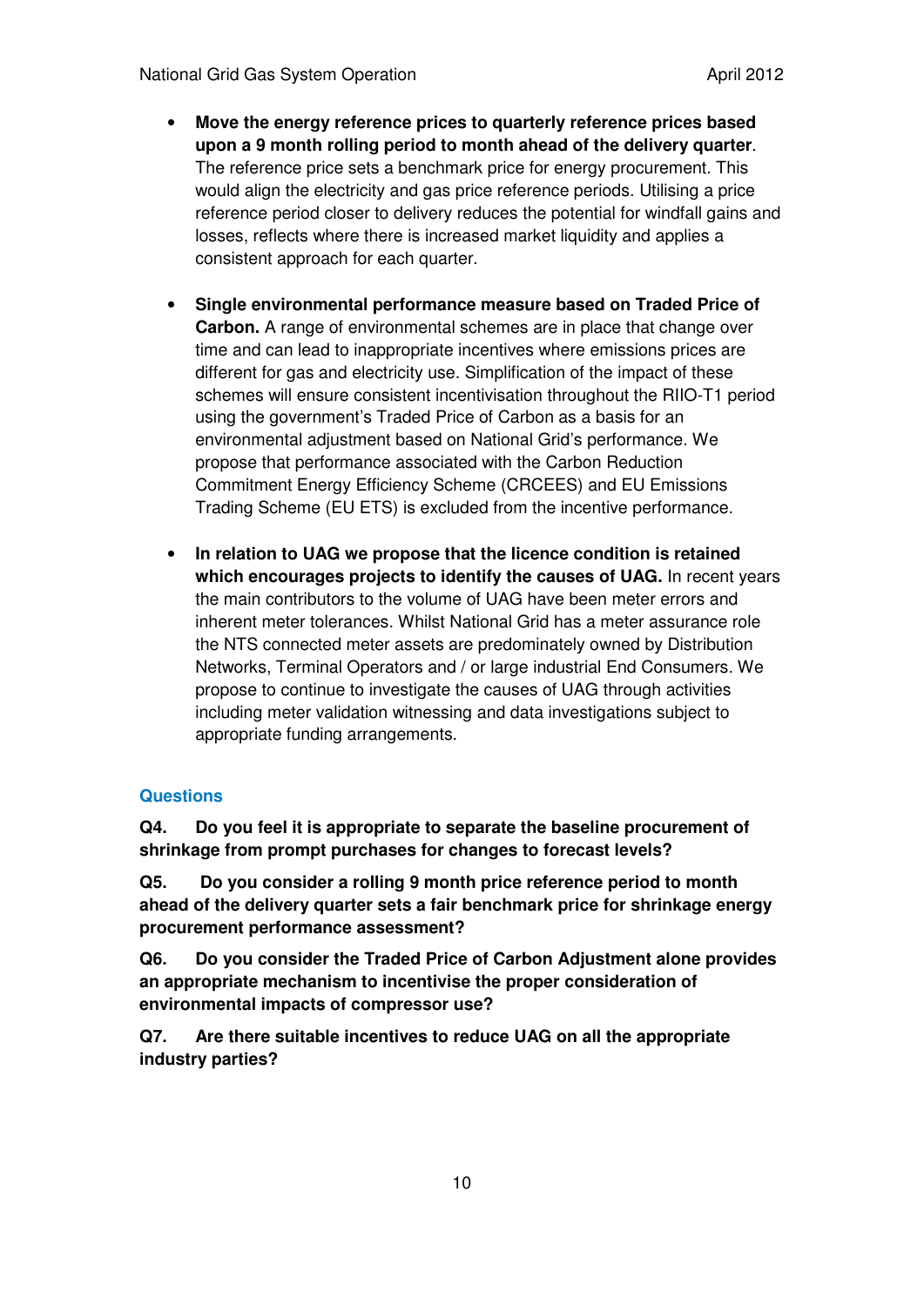- **Move the energy reference prices to quarterly reference prices based upon a 9 month rolling period to month ahead of the delivery quarter**. The reference price sets a benchmark price for energy procurement. This would align the electricity and gas price reference periods. Utilising a price reference period closer to delivery reduces the potential for windfall gains and losses, reflects where there is increased market liquidity and applies a consistent approach for each quarter.

- **Single environmental performance measure based on Traded Price of Carbon.** A range of environmental schemes are in place that change over time and can lead to inappropriate incentives where emissions prices are different for gas and electricity use. Simplification of the impact of these schemes will ensure consistent incentivisation throughout the RIIO-T1 period using the government's Traded Price of Carbon as a basis for an environmental adjustment based on National Grid's performance. We propose that performance associated with the Carbon Reduction Commitment Energy Efficiency Scheme (CRCEES) and EU Emissions Trading Scheme (EU ETS) is excluded from the incentive performance.

- **In relation to UAG we propose that the licence condition is retained which encourages projects to identify the causes of UAG.** In recent years the main contributors to the volume of UAG have been meter errors and inherent meter tolerances. Whilst National Grid has a meter assurance role the NTS connected meter assets are predominately owned by Distribution Networks, Terminal Operators and / or large industrial End Consumers. We propose to continue to investigate the causes of UAG through activities including meter validation witnessing and data investigations subject to appropriate funding arrangements.

## Questions

**Q4. Do you feel it is appropriate to separate the baseline procurement of shrinkage from prompt purchases for changes to forecast levels?**

**Q5. Do you consider a rolling 9 month price reference period to month ahead of the delivery quarter sets a fair benchmark price for shrinkage energy procurement performance assessment?**

**Q6. Do you consider the Traded Price of Carbon Adjustment alone provides an appropriate mechanism to incentivise the proper consideration of environmental impacts of compressor use?**

**Q7. Are there suitable incentives to reduce UAG on all the appropriate industry parties?**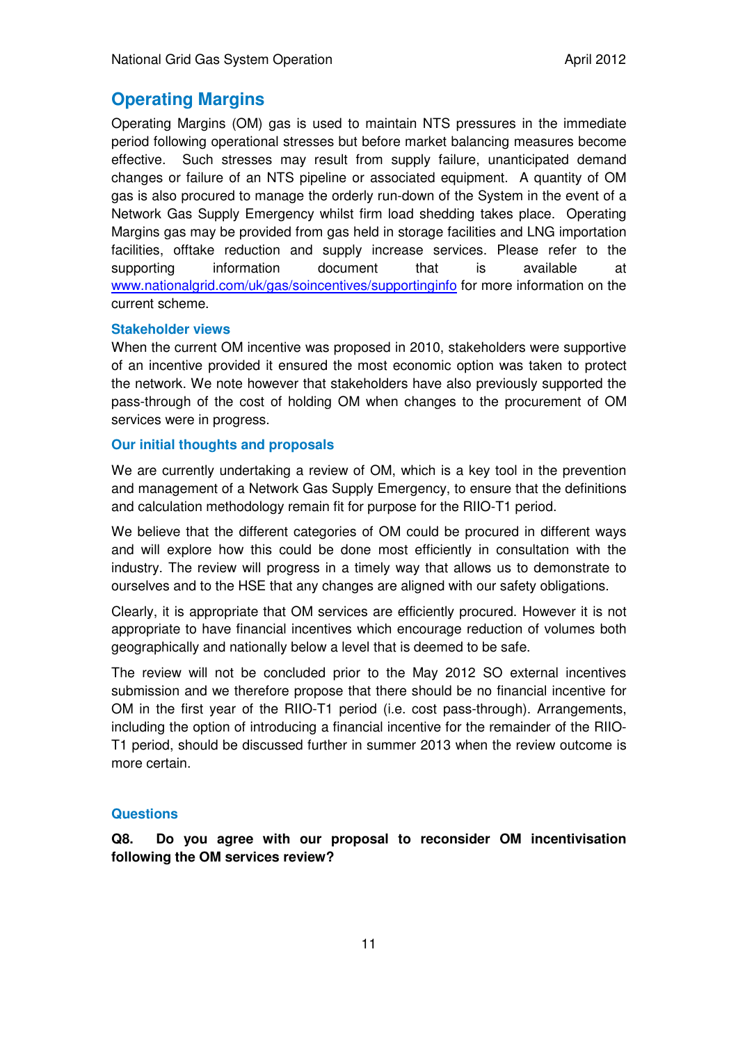## Operating Margins

Operating Margins (OM) gas is used to maintain NTS pressures in the immediate period following operational stresses but before market balancing measures become effective. Such stresses may result from supply failure, unanticipated demand changes or failure of an NTS pipeline or associated equipment. A quantity of OM gas is also procured to manage the orderly run-down of the System in the event of a Network Gas Supply Emergency whilst firm load shedding takes place. Operating Margins gas may be provided from gas held in storage facilities and LNG importation facilities, offtake reduction and supply increase services. Please refer to the supporting information document that is available at www.nationalgrid.com/uk/gas/soincentives/supportinginfo for more information on the current scheme.

### Stakeholder views

When the current OM incentive was proposed in 2010, stakeholders were supportive of an incentive provided it ensured the most economic option was taken to protect the network. We note however that stakeholders have also previously supported the pass-through of the cost of holding OM when changes to the procurement of OM services were in progress.

### Our initial thoughts and proposals

We are currently undertaking a review of OM, which is a key tool in the prevention and management of a Network Gas Supply Emergency, to ensure that the definitions and calculation methodology remain fit for purpose for the RIIO-T1 period.

We believe that the different categories of OM could be procured in different ways and will explore how this could be done most efficiently in consultation with the industry. The review will progress in a timely way that allows us to demonstrate to ourselves and to the HSE that any changes are aligned with our safety obligations.

Clearly, it is appropriate that OM services are efficiently procured. However it is not appropriate to have financial incentives which encourage reduction of volumes both geographically and nationally below a level that is deemed to be safe.

The review will not be concluded prior to the May 2012 SO external incentives submission and we therefore propose that there should be no financial incentive for OM in the first year of the RIIO-T1 period (i.e. cost pass-through). Arrangements, including the option of introducing a financial incentive for the remainder of the RIIO-T1 period, should be discussed further in summer 2013 when the review outcome is more certain.

### Questions

**Q8. Do you agree with our proposal to reconsider OM incentivisation following the OM services review?**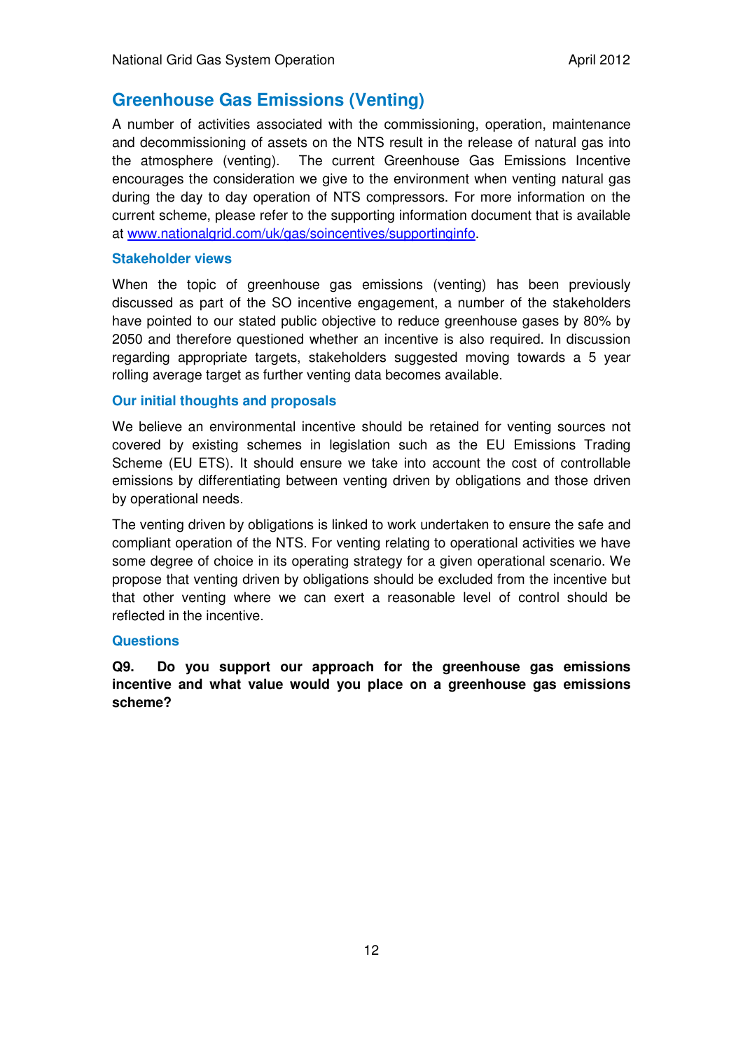## Greenhouse Gas Emissions (Venting)

A number of activities associated with the commissioning, operation, maintenance and decommissioning of assets on the NTS result in the release of natural gas into the atmosphere (venting). The current Greenhouse Gas Emissions Incentive encourages the consideration we give to the environment when venting natural gas during the day to day operation of NTS compressors. For more information on the current scheme, please refer to the supporting information document that is available at [www.nationalgrid.com/uk/gas/soincentives/supportinginfo](www.nationalgrid.com/uk/gas/soincentives/supportinginfo).

### Stakeholder views

When the topic of greenhouse gas emissions (venting) has been previously discussed as part of the SO incentive engagement, a number of the stakeholders have pointed to our stated public objective to reduce greenhouse gases by 80% by 2050 and therefore questioned whether an incentive is also required. In discussion regarding appropriate targets, stakeholders suggested moving towards a 5 year rolling average target as further venting data becomes available.

### Our initial thoughts and proposals

We believe an environmental incentive should be retained for venting sources not covered by existing schemes in legislation such as the EU Emissions Trading Scheme (EU ETS). It should ensure we take into account the cost of controllable emissions by differentiating between venting driven by obligations and those driven by operational needs.

The venting driven by obligations is linked to work undertaken to ensure the safe and compliant operation of the NTS. For venting relating to operational activities we have some degree of choice in its operating strategy for a given operational scenario. We propose that venting driven by obligations should be excluded from the incentive but that other venting where we can exert a reasonable level of control should be reflected in the incentive.

### Questions

**Q9. Do you support our approach for the greenhouse gas emissions incentive and what value would you place on a greenhouse gas emissions scheme?**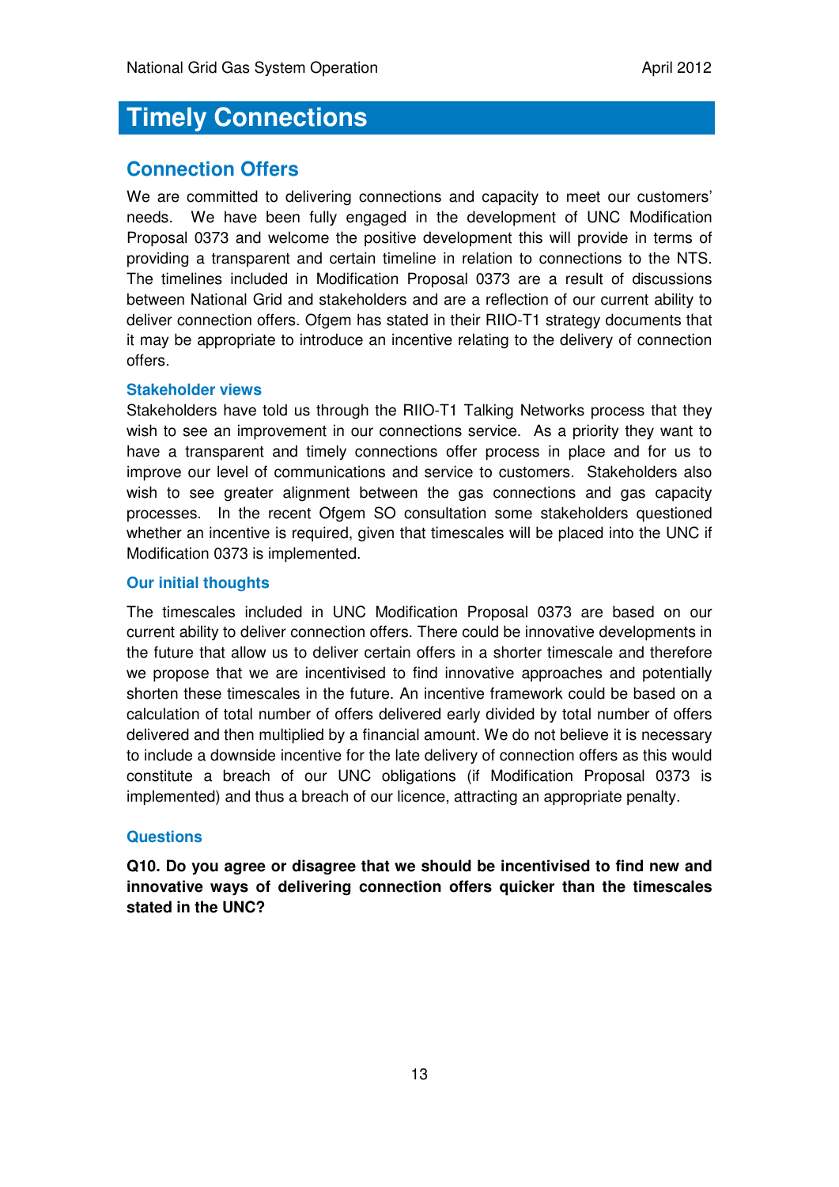# Timely Connections

## Connection Offers

We are committed to delivering connections and capacity to meet our customers' needs. We have been fully engaged in the development of UNC Modification Proposal 0373 and welcome the positive development this will provide in terms of providing a transparent and certain timeline in relation to connections to the NTS. The timelines included in Modification Proposal 0373 are a result of discussions between National Grid and stakeholders and are a reflection of our current ability to deliver connection offers. Ofgem has stated in their RIIO-T1 strategy documents that it may be appropriate to introduce an incentive relating to the delivery of connection offers.

### Stakeholder views

Stakeholders have told us through the RIIO-T1 Talking Networks process that they wish to see an improvement in our connections service. As a priority they want to have a transparent and timely connections offer process in place and for us to improve our level of communications and service to customers. Stakeholders also wish to see greater alignment between the gas connections and gas capacity processes. In the recent Ofgem SO consultation some stakeholders questioned whether an incentive is required, given that timescales will be placed into the UNC if Modification 0373 is implemented.

### Our initial thoughts

The timescales included in UNC Modification Proposal 0373 are based on our current ability to deliver connection offers. There could be innovative developments in the future that allow us to deliver certain offers in a shorter timescale and therefore we propose that we are incentivised to find innovative approaches and potentially shorten these timescales in the future. An incentive framework could be based on a calculation of total number of offers delivered early divided by total number of offers delivered and then multiplied by a financial amount. We do not believe it is necessary to include a downside incentive for the late delivery of connection offers as this would constitute a breach of our UNC obligations (if Modification Proposal 0373 is implemented) and thus a breach of our licence, attracting an appropriate penalty.

### Questions

**Q10. Do you agree or disagree that we should be incentivised to find new and innovative ways of delivering connection offers quicker than the timescales stated in the UNC?**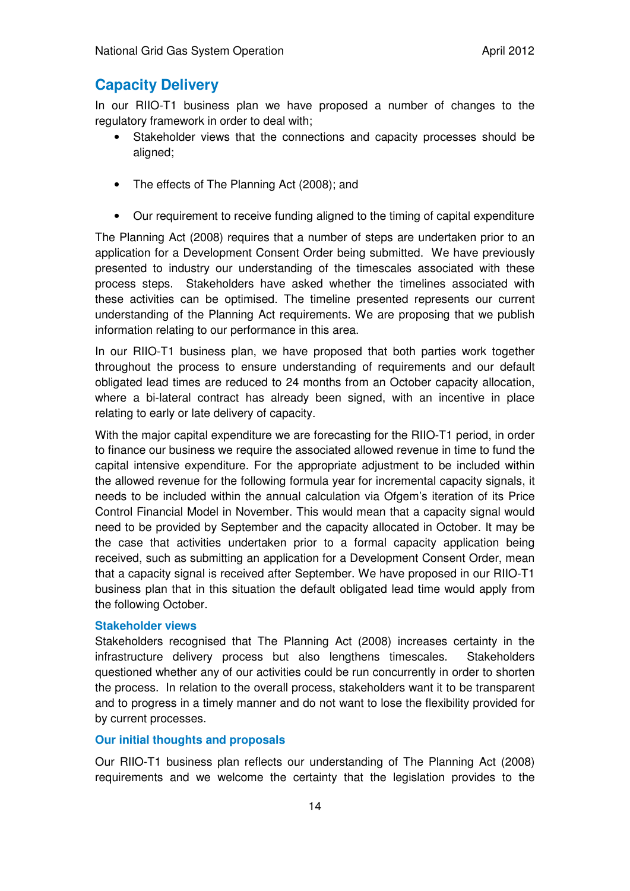## Capacity Delivery

In our RIIO-T1 business plan we have proposed a number of changes to the regulatory framework in order to deal with;

- Stakeholder views that the connections and capacity processes should be aligned;
- The effects of The Planning Act (2008); and
- Our requirement to receive funding aligned to the timing of capital expenditure

The Planning Act (2008) requires that a number of steps are undertaken prior to an application for a Development Consent Order being submitted. We have previously presented to industry our understanding of the timescales associated with these process steps. Stakeholders have asked whether the timelines associated with these activities can be optimised. The timeline presented represents our current understanding of the Planning Act requirements. We are proposing that we publish information relating to our performance in this area.

In our RIIO-T1 business plan, we have proposed that both parties work together throughout the process to ensure understanding of requirements and our default obligated lead times are reduced to 24 months from an October capacity allocation, where a bi-lateral contract has already been signed, with an incentive in place relating to early or late delivery of capacity.

With the major capital expenditure we are forecasting for the RIIO-T1 period, in order to finance our business we require the associated allowed revenue in time to fund the capital intensive expenditure. For the appropriate adjustment to be included within the allowed revenue for the following formula year for incremental capacity signals, it needs to be included within the annual calculation via Ofgem's iteration of its Price Control Financial Model in November. This would mean that a capacity signal would need to be provided by September and the capacity allocated in October. It may be the case that activities undertaken prior to a formal capacity application being received, such as submitting an application for a Development Consent Order, mean that a capacity signal is received after September. We have proposed in our RIIO-T1 business plan that in this situation the default obligated lead time would apply from the following October.

### Stakeholder views

Stakeholders recognised that The Planning Act (2008) increases certainty in the infrastructure delivery process but also lengthens timescales. Stakeholders questioned whether any of our activities could be run concurrently in order to shorten the process. In relation to the overall process, stakeholders want it to be transparent and to progress in a timely manner and do not want to lose the flexibility provided for by current processes.

### Our initial thoughts and proposals

Our RIIO-T1 business plan reflects our understanding of The Planning Act (2008) requirements and we welcome the certainty that the legislation provides to the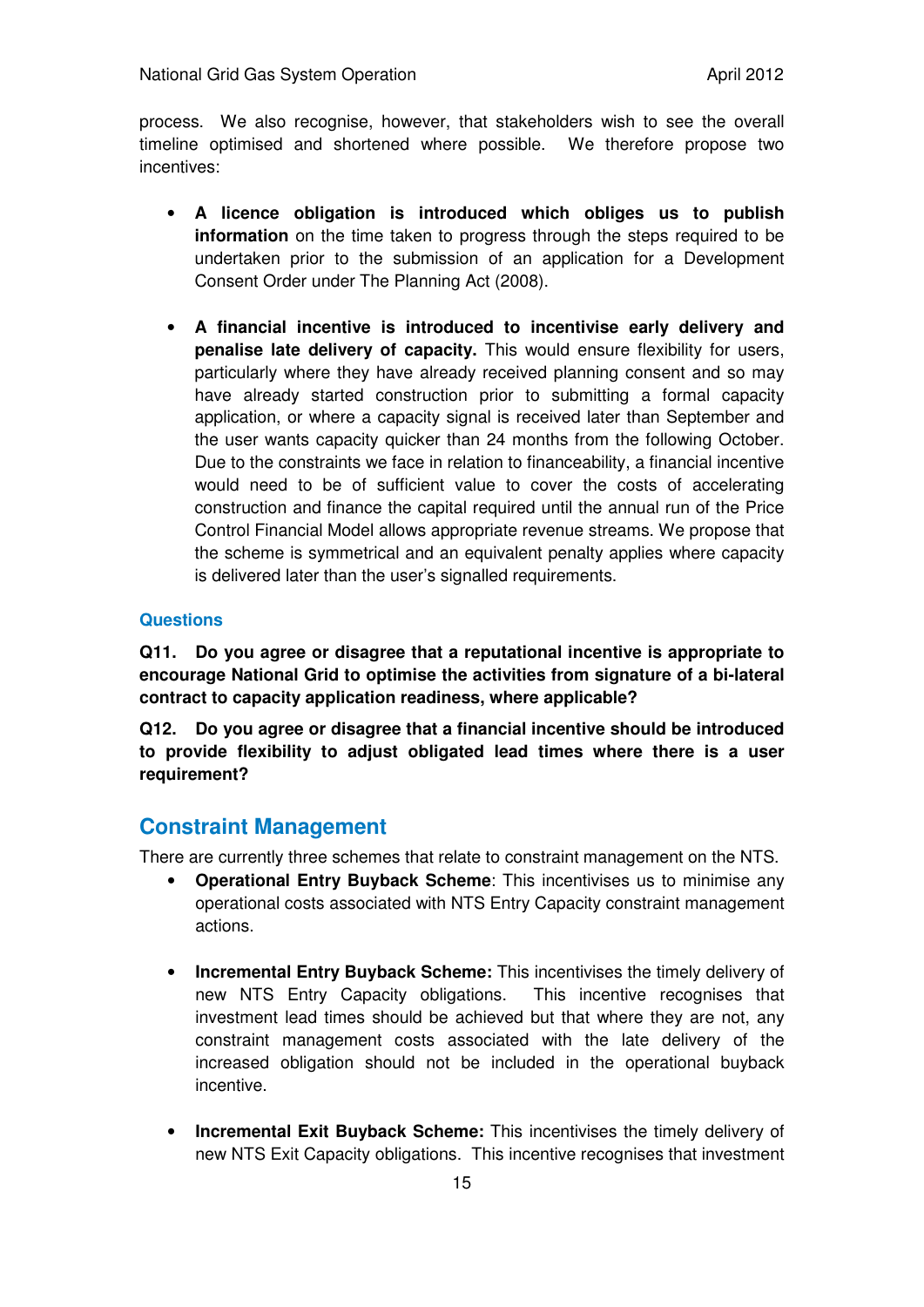process. We also recognise, however, that stakeholders wish to see the overall timeline optimised and shortened where possible. We therefore propose two incentives:

- **A licence obligation is introduced which obliges us to publish information** on the time taken to progress through the steps required to be undertaken prior to the submission of an application for a Development Consent Order under The Planning Act (2008).

- **A financial incentive is introduced to incentivise early delivery and penalise late delivery of capacity.** This would ensure flexibility for users, particularly where they have already received planning consent and so may have already started construction prior to submitting a formal capacity application, or where a capacity signal is received later than September and the user wants capacity quicker than 24 months from the following October. Due to the constraints we face in relation to financeability, a financial incentive would need to be of sufficient value to cover the costs of accelerating construction and finance the capital required until the annual run of the Price Control Financial Model allows appropriate revenue streams. We propose that the scheme is symmetrical and an equivalent penalty applies where capacity is delivered later than the user's signalled requirements.

### Questions

**Q11. Do you agree or disagree that a reputational incentive is appropriate to encourage National Grid to optimise the activities from signature of a bi-lateral contract to capacity application readiness, where applicable?**

**Q12. Do you agree or disagree that a financial incentive should be introduced to provide flexibility to adjust obligated lead times where there is a user requirement?**

## Constraint Management

There are currently three schemes that relate to constraint management on the NTS.

- **Operational Entry Buyback Scheme**: This incentivises us to minimise any operational costs associated with NTS Entry Capacity constraint management actions.

- **Incremental Entry Buyback Scheme:** This incentivises the timely delivery of new NTS Entry Capacity obligations. This incentive recognises that investment lead times should be achieved but that where they are not, any constraint management costs associated with the late delivery of the increased obligation should not be included in the operational buyback incentive.

- **Incremental Exit Buyback Scheme:** This incentivises the timely delivery of new NTS Exit Capacity obligations. This incentive recognises that investment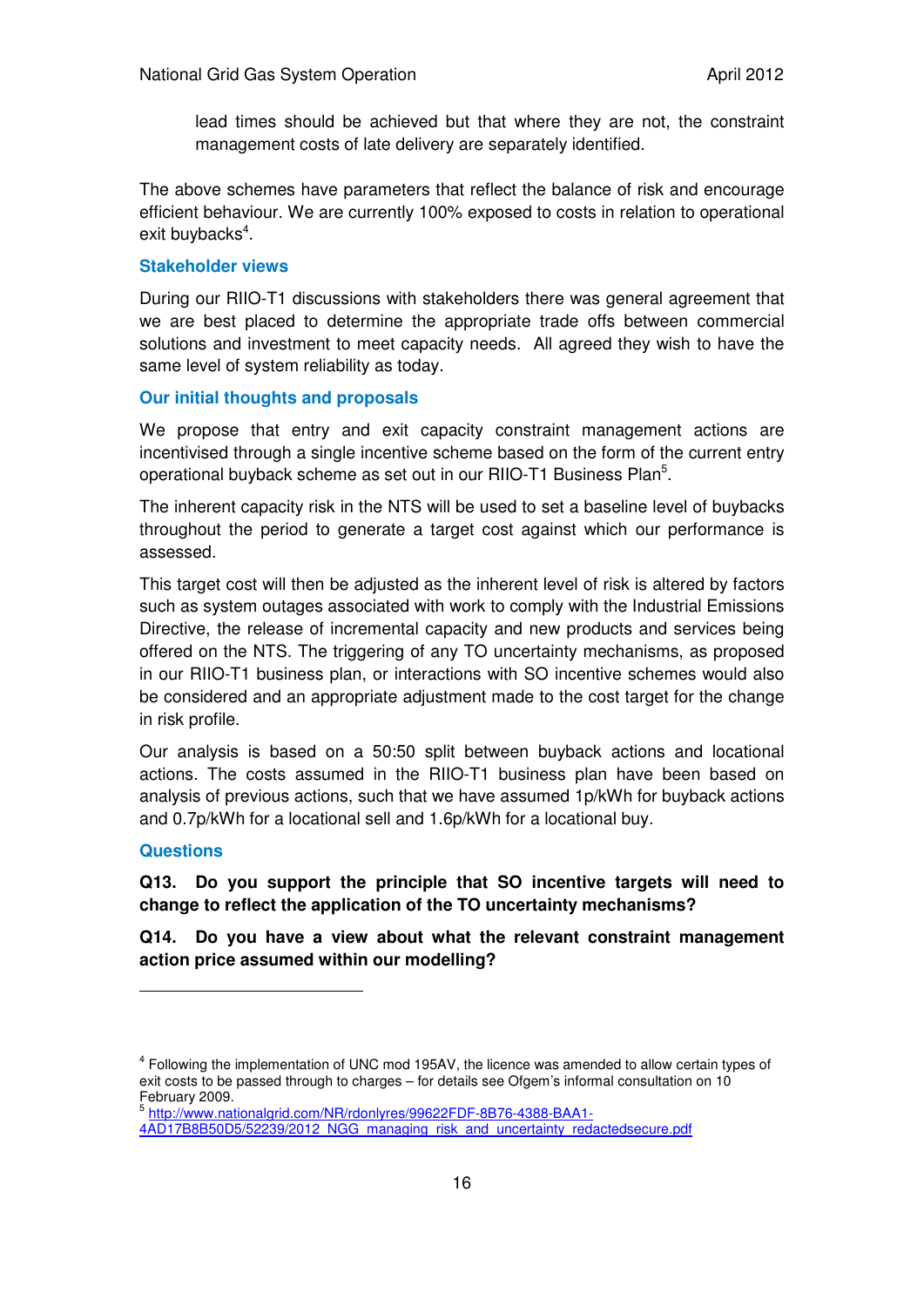lead times should be achieved but that where they are not, the constraint management costs of late delivery are separately identified.

The above schemes have parameters that reflect the balance of risk and encourage efficient behaviour. We are currently 100% exposed to costs in relation to operational exit buybacks[4].

### Stakeholder views

During our RIIO-T1 discussions with stakeholders there was general agreement that we are best placed to determine the appropriate trade offs between commercial solutions and investment to meet capacity needs. All agreed they wish to have the same level of system reliability as today.

### Our initial thoughts and proposals

We propose that entry and exit capacity constraint management actions are incentivised through a single incentive scheme based on the form of the current entry operational buyback scheme as set out in our RIIO-T1 Business Plan[5].

The inherent capacity risk in the NTS will be used to set a baseline level of buybacks throughout the period to generate a target cost against which our performance is assessed.

This target cost will then be adjusted as the inherent level of risk is altered by factors such as system outages associated with work to comply with the Industrial Emissions Directive, the release of incremental capacity and new products and services being offered on the NTS. The triggering of any TO uncertainty mechanisms, as proposed in our RIIO-T1 business plan, or interactions with SO incentive schemes would also be considered and an appropriate adjustment made to the cost target for the change in risk profile.

Our analysis is based on a 50:50 split between buyback actions and locational actions. The costs assumed in the RIIO-T1 business plan have been based on analysis of previous actions, such that we have assumed 1p/kWh for buyback actions and 0.7p/kWh for a locational sell and 1.6p/kWh for a locational buy.

### Questions

**Q13. Do you support the principle that SO incentive targets will need to change to reflect the application of the TO uncertainty mechanisms?**

**Q14. Do you have a view about what the relevant constraint management action price assumed within our modelling?**

---

[4] Following the implementation of UNC mod 195AV, the licence was amended to allow certain types of exit costs to be passed through to charges – for details see Ofgem's informal consultation on 10 February 2009.

[5] http://www.nationalgrid.com/NR/rdonlyres/99622FDF-8B76-4388-BAA1-4AD17B8B50D5/52239/2012_NGG_managing_risk_and_uncertainty_redactedsecure.pdf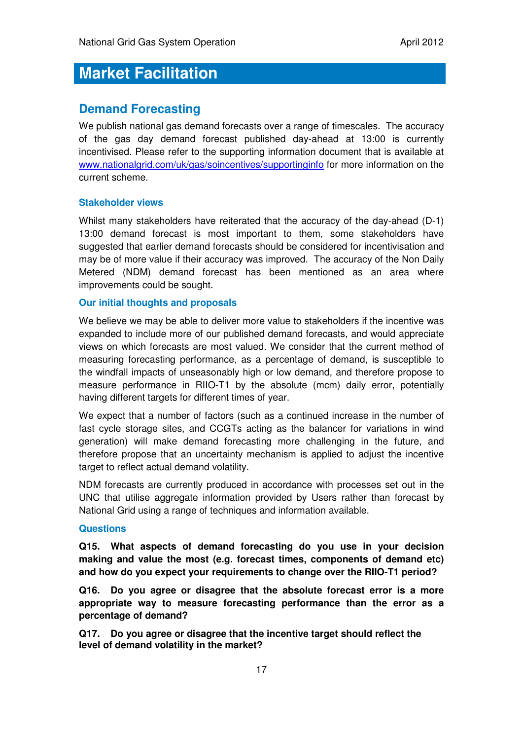# Market Facilitation

## Demand Forecasting

We publish national gas demand forecasts over a range of timescales. The accuracy of the gas day demand forecast published day-ahead at 13:00 is currently incentivised. Please refer to the supporting information document that is available at www.nationalgrid.com/uk/gas/soincentives/supportinginfo for more information on the current scheme.

### Stakeholder views

Whilst many stakeholders have reiterated that the accuracy of the day-ahead (D-1) 13:00 demand forecast is most important to them, some stakeholders have suggested that earlier demand forecasts should be considered for incentivisation and may be of more value if their accuracy was improved. The accuracy of the Non Daily Metered (NDM) demand forecast has been mentioned as an area where improvements could be sought.

### Our initial thoughts and proposals

We believe we may be able to deliver more value to stakeholders if the incentive was expanded to include more of our published demand forecasts, and would appreciate views on which forecasts are most valued. We consider that the current method of measuring forecasting performance, as a percentage of demand, is susceptible to the windfall impacts of unseasonably high or low demand, and therefore propose to measure performance in RIIO-T1 by the absolute (mcm) daily error, potentially having different targets for different times of year.

We expect that a number of factors (such as a continued increase in the number of fast cycle storage sites, and CCGTs acting as the balancer for variations in wind generation) will make demand forecasting more challenging in the future, and therefore propose that an uncertainty mechanism is applied to adjust the incentive target to reflect actual demand volatility.

NDM forecasts are currently produced in accordance with processes set out in the UNC that utilise aggregate information provided by Users rather than forecast by National Grid using a range of techniques and information available.

### Questions

**Q15. What aspects of demand forecasting do you use in your decision making and value the most (e.g. forecast times, components of demand etc) and how do you expect your requirements to change over the RIIO-T1 period?**

**Q16. Do you agree or disagree that the absolute forecast error is a more appropriate way to measure forecasting performance than the error as a percentage of demand?**

**Q17. Do you agree or disagree that the incentive target should reflect the level of demand volatility in the market?**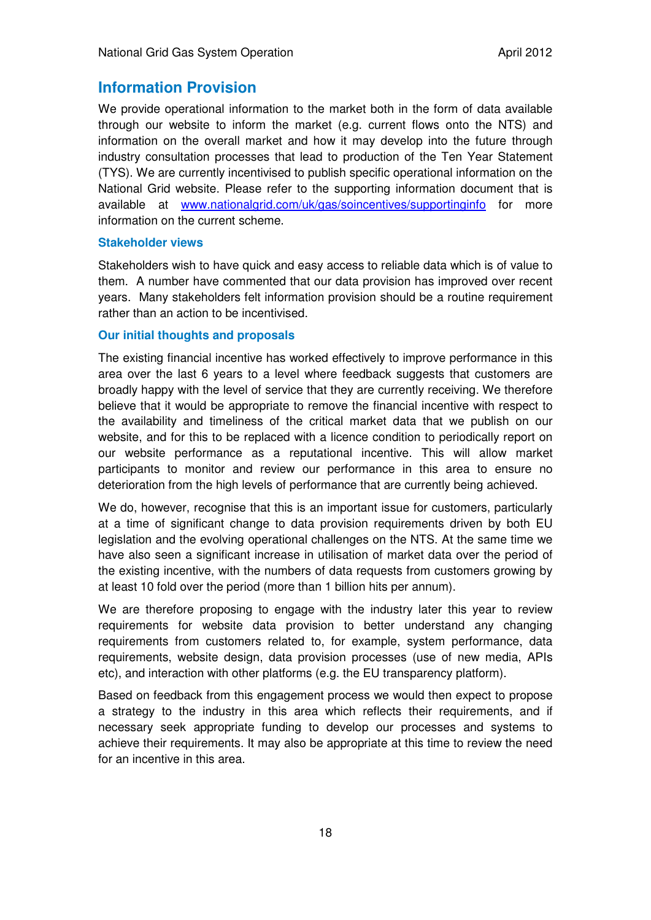## Information Provision

We provide operational information to the market both in the form of data available through our website to inform the market (e.g. current flows onto the NTS) and information on the overall market and how it may develop into the future through industry consultation processes that lead to production of the Ten Year Statement (TYS). We are currently incentivised to publish specific operational information on the National Grid website. Please refer to the supporting information document that is available at [www.nationalgrid.com/uk/gas/soincentives/supportinginfo](www.nationalgrid.com/uk/gas/soincentives/supportinginfo) for more information on the current scheme.

### Stakeholder views

Stakeholders wish to have quick and easy access to reliable data which is of value to them. A number have commented that our data provision has improved over recent years. Many stakeholders felt information provision should be a routine requirement rather than an action to be incentivised.

### Our initial thoughts and proposals

The existing financial incentive has worked effectively to improve performance in this area over the last 6 years to a level where feedback suggests that customers are broadly happy with the level of service that they are currently receiving. We therefore believe that it would be appropriate to remove the financial incentive with respect to the availability and timeliness of the critical market data that we publish on our website, and for this to be replaced with a licence condition to periodically report on our website performance as a reputational incentive. This will allow market participants to monitor and review our performance in this area to ensure no deterioration from the high levels of performance that are currently being achieved.

We do, however, recognise that this is an important issue for customers, particularly at a time of significant change to data provision requirements driven by both EU legislation and the evolving operational challenges on the NTS. At the same time we have also seen a significant increase in utilisation of market data over the period of the existing incentive, with the numbers of data requests from customers growing by at least 10 fold over the period (more than 1 billion hits per annum).

We are therefore proposing to engage with the industry later this year to review requirements for website data provision to better understand any changing requirements from customers related to, for example, system performance, data requirements, website design, data provision processes (use of new media, APIs etc), and interaction with other platforms (e.g. the EU transparency platform).

Based on feedback from this engagement process we would then expect to propose a strategy to the industry in this area which reflects their requirements, and if necessary seek appropriate funding to develop our processes and systems to achieve their requirements. It may also be appropriate at this time to review the need for an incentive in this area.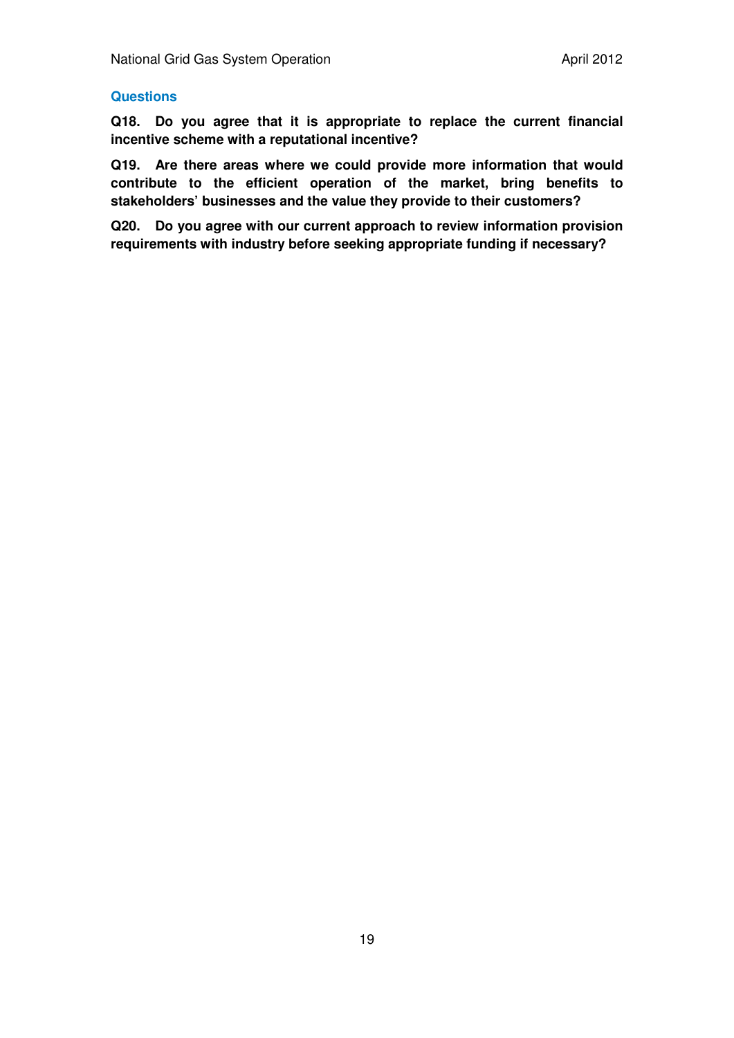### Questions

**Q18. Do you agree that it is appropriate to replace the current financial incentive scheme with a reputational incentive?**

**Q19. Are there areas where we could provide more information that would contribute to the efficient operation of the market, bring benefits to stakeholders' businesses and the value they provide to their customers?**

**Q20. Do you agree with our current approach to review information provision requirements with industry before seeking appropriate funding if necessary?**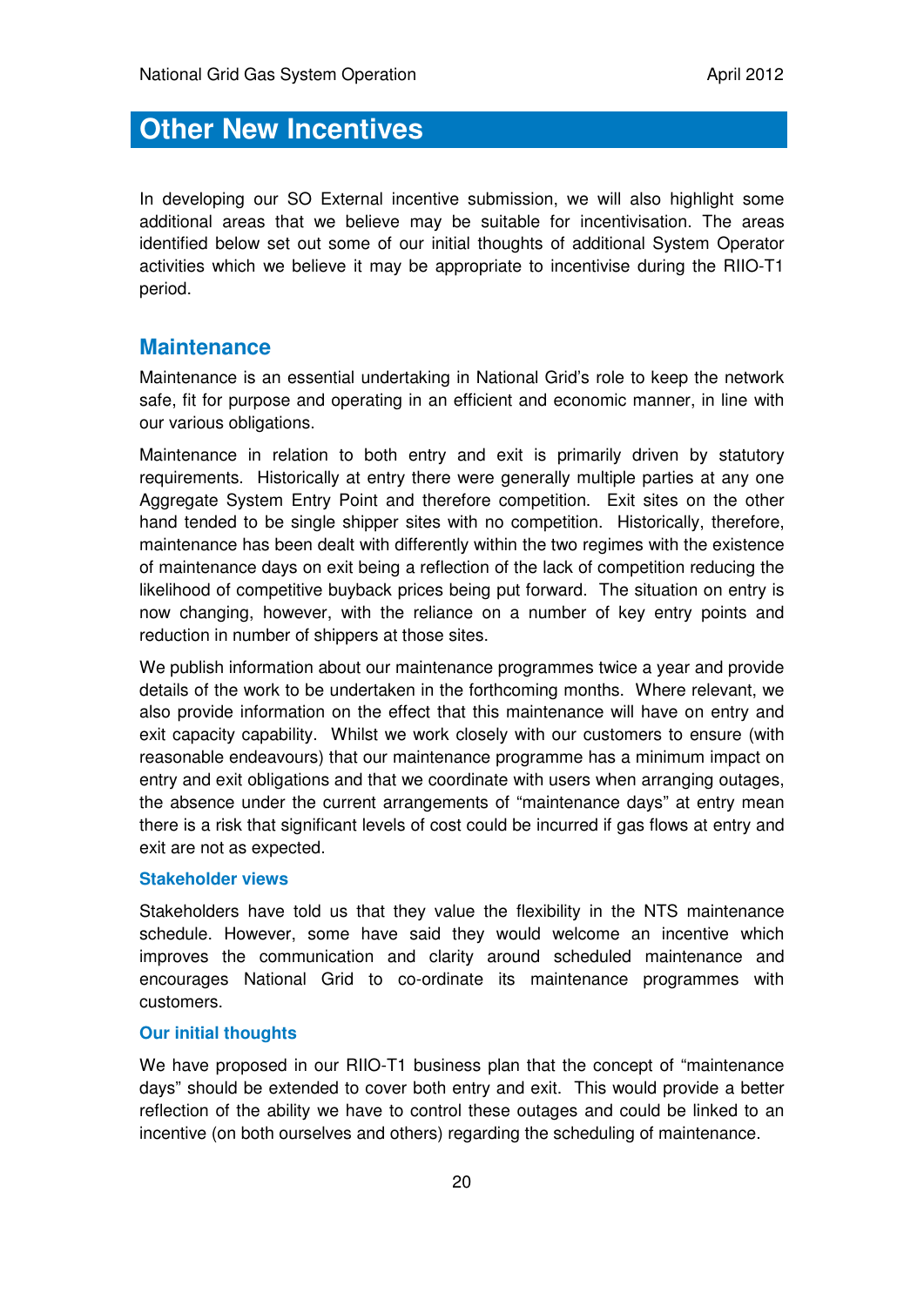# Other New Incentives

In developing our SO External incentive submission, we will also highlight some additional areas that we believe may be suitable for incentivisation. The areas identified below set out some of our initial thoughts of additional System Operator activities which we believe it may be appropriate to incentivise during the RIIO-T1 period.

## Maintenance

Maintenance is an essential undertaking in National Grid's role to keep the network safe, fit for purpose and operating in an efficient and economic manner, in line with our various obligations.

Maintenance in relation to both entry and exit is primarily driven by statutory requirements. Historically at entry there were generally multiple parties at any one Aggregate System Entry Point and therefore competition. Exit sites on the other hand tended to be single shipper sites with no competition. Historically, therefore, maintenance has been dealt with differently within the two regimes with the existence of maintenance days on exit being a reflection of the lack of competition reducing the likelihood of competitive buyback prices being put forward. The situation on entry is now changing, however, with the reliance on a number of key entry points and reduction in number of shippers at those sites.

We publish information about our maintenance programmes twice a year and provide details of the work to be undertaken in the forthcoming months. Where relevant, we also provide information on the effect that this maintenance will have on entry and exit capacity capability. Whilst we work closely with our customers to ensure (with reasonable endeavours) that our maintenance programme has a minimum impact on entry and exit obligations and that we coordinate with users when arranging outages, the absence under the current arrangements of "maintenance days" at entry mean there is a risk that significant levels of cost could be incurred if gas flows at entry and exit are not as expected.

### Stakeholder views

Stakeholders have told us that they value the flexibility in the NTS maintenance schedule. However, some have said they would welcome an incentive which improves the communication and clarity around scheduled maintenance and encourages National Grid to co-ordinate its maintenance programmes with customers.

### Our initial thoughts

We have proposed in our RIIO-T1 business plan that the concept of "maintenance days" should be extended to cover both entry and exit. This would provide a better reflection of the ability we have to control these outages and could be linked to an incentive (on both ourselves and others) regarding the scheduling of maintenance.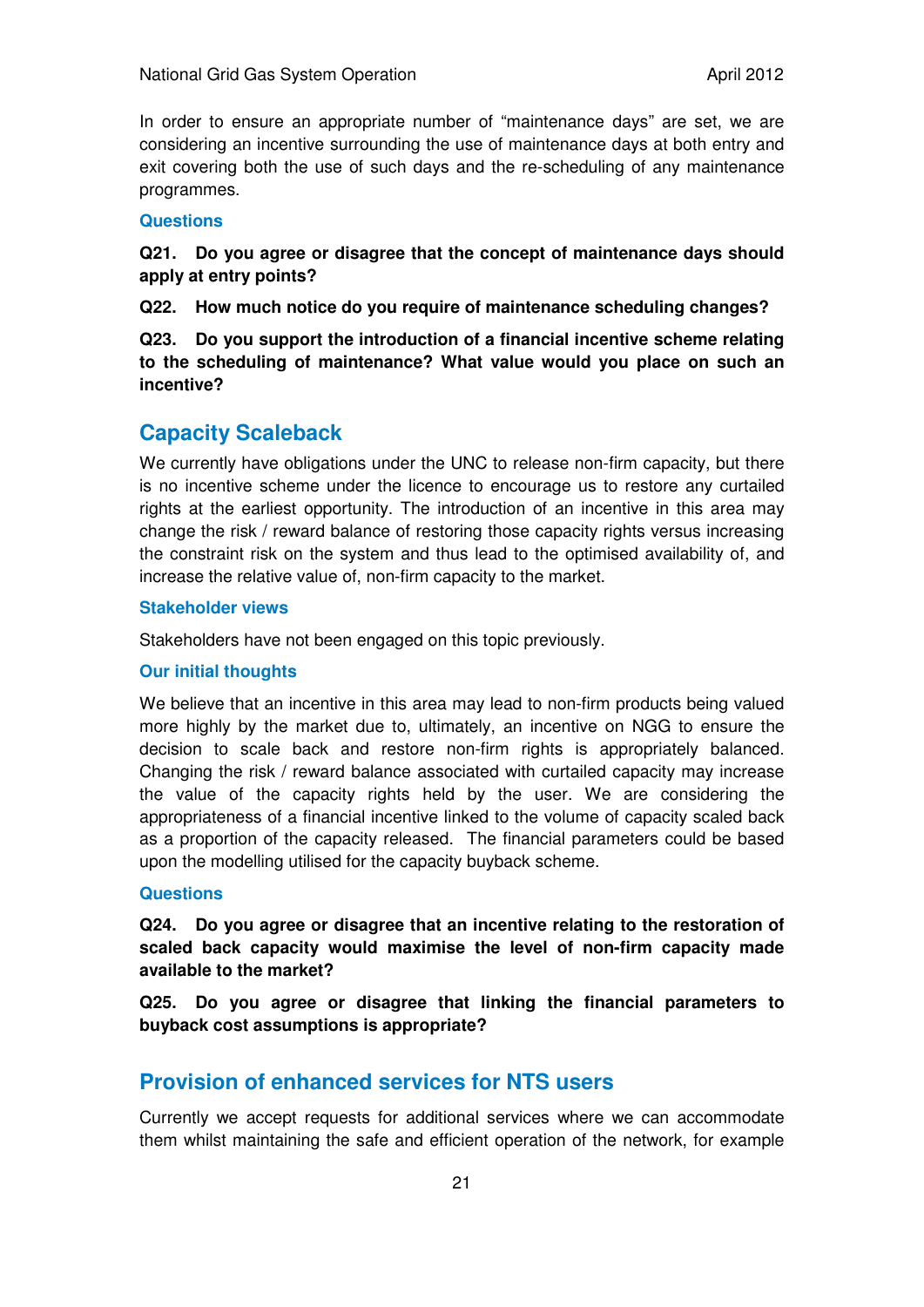In order to ensure an appropriate number of "maintenance days" are set, we are considering an incentive surrounding the use of maintenance days at both entry and exit covering both the use of such days and the re-scheduling of any maintenance programmes.

### Questions

**Q21. Do you agree or disagree that the concept of maintenance days should apply at entry points?**

**Q22. How much notice do you require of maintenance scheduling changes?**

**Q23. Do you support the introduction of a financial incentive scheme relating to the scheduling of maintenance? What value would you place on such an incentive?**

## Capacity Scaleback

We currently have obligations under the UNC to release non-firm capacity, but there is no incentive scheme under the licence to encourage us to restore any curtailed rights at the earliest opportunity. The introduction of an incentive in this area may change the risk / reward balance of restoring those capacity rights versus increasing the constraint risk on the system and thus lead to the optimised availability of, and increase the relative value of, non-firm capacity to the market.

### Stakeholder views

Stakeholders have not been engaged on this topic previously.

### Our initial thoughts

We believe that an incentive in this area may lead to non-firm products being valued more highly by the market due to, ultimately, an incentive on NGG to ensure the decision to scale back and restore non-firm rights is appropriately balanced. Changing the risk / reward balance associated with curtailed capacity may increase the value of the capacity rights held by the user. We are considering the appropriateness of a financial incentive linked to the volume of capacity scaled back as a proportion of the capacity released. The financial parameters could be based upon the modelling utilised for the capacity buyback scheme.

### Questions

**Q24. Do you agree or disagree that an incentive relating to the restoration of scaled back capacity would maximise the level of non-firm capacity made available to the market?**

**Q25. Do you agree or disagree that linking the financial parameters to buyback cost assumptions is appropriate?**

## Provision of enhanced services for NTS users

Currently we accept requests for additional services where we can accommodate them whilst maintaining the safe and efficient operation of the network, for example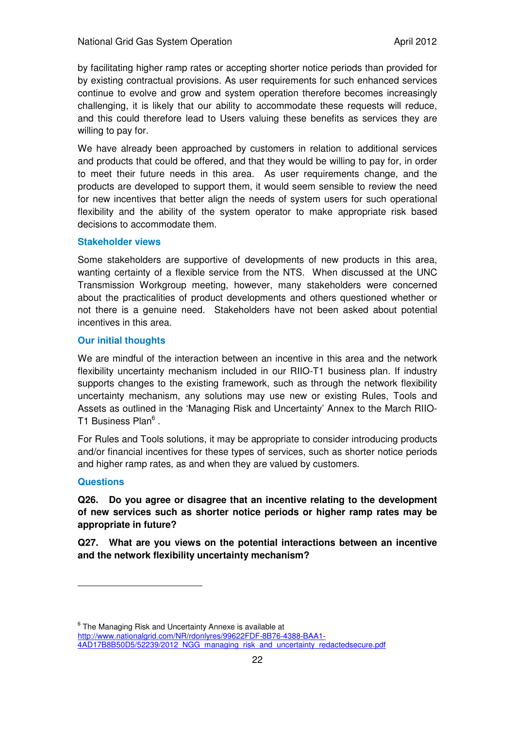by facilitating higher ramp rates or accepting shorter notice periods than provided for by existing contractual provisions. As user requirements for such enhanced services continue to evolve and grow and system operation therefore becomes increasingly challenging, it is likely that our ability to accommodate these requests will reduce, and this could therefore lead to Users valuing these benefits as services they are willing to pay for.

We have already been approached by customers in relation to additional services and products that could be offered, and that they would be willing to pay for, in order to meet their future needs in this area. As user requirements change, and the products are developed to support them, it would seem sensible to review the need for new incentives that better align the needs of system users for such operational flexibility and the ability of the system operator to make appropriate risk based decisions to accommodate them.

### Stakeholder views

Some stakeholders are supportive of developments of new products in this area, wanting certainty of a flexible service from the NTS. When discussed at the UNC Transmission Workgroup meeting, however, many stakeholders were concerned about the practicalities of product developments and others questioned whether or not there is a genuine need. Stakeholders have not been asked about potential incentives in this area.

### Our initial thoughts

We are mindful of the interaction between an incentive in this area and the network flexibility uncertainty mechanism included in our RIIO-T1 business plan. If industry supports changes to the existing framework, such as through the network flexibility uncertainty mechanism, any solutions may use new or existing Rules, Tools and Assets as outlined in the 'Managing Risk and Uncertainty' Annex to the March RIIO-T1 Business Plan[6] .

For Rules and Tools solutions, it may be appropriate to consider introducing products and/or financial incentives for these types of services, such as shorter notice periods and higher ramp rates, as and when they are valued by customers.

### Questions

**Q26. Do you agree or disagree that an incentive relating to the development of new services such as shorter notice periods or higher ramp rates may be appropriate in future?**

**Q27. What are you views on the potential interactions between an incentive and the network flexibility uncertainty mechanism?**

---

[6] The Managing Risk and Uncertainty Annexe is available at http://www.nationalgrid.com/NR/rdonlyres/99622FDF-8B76-4388-BAA1-4AD17B8B50D5/52239/2012_NGG_managing_risk_and_uncertainty_redactedsecure.pdf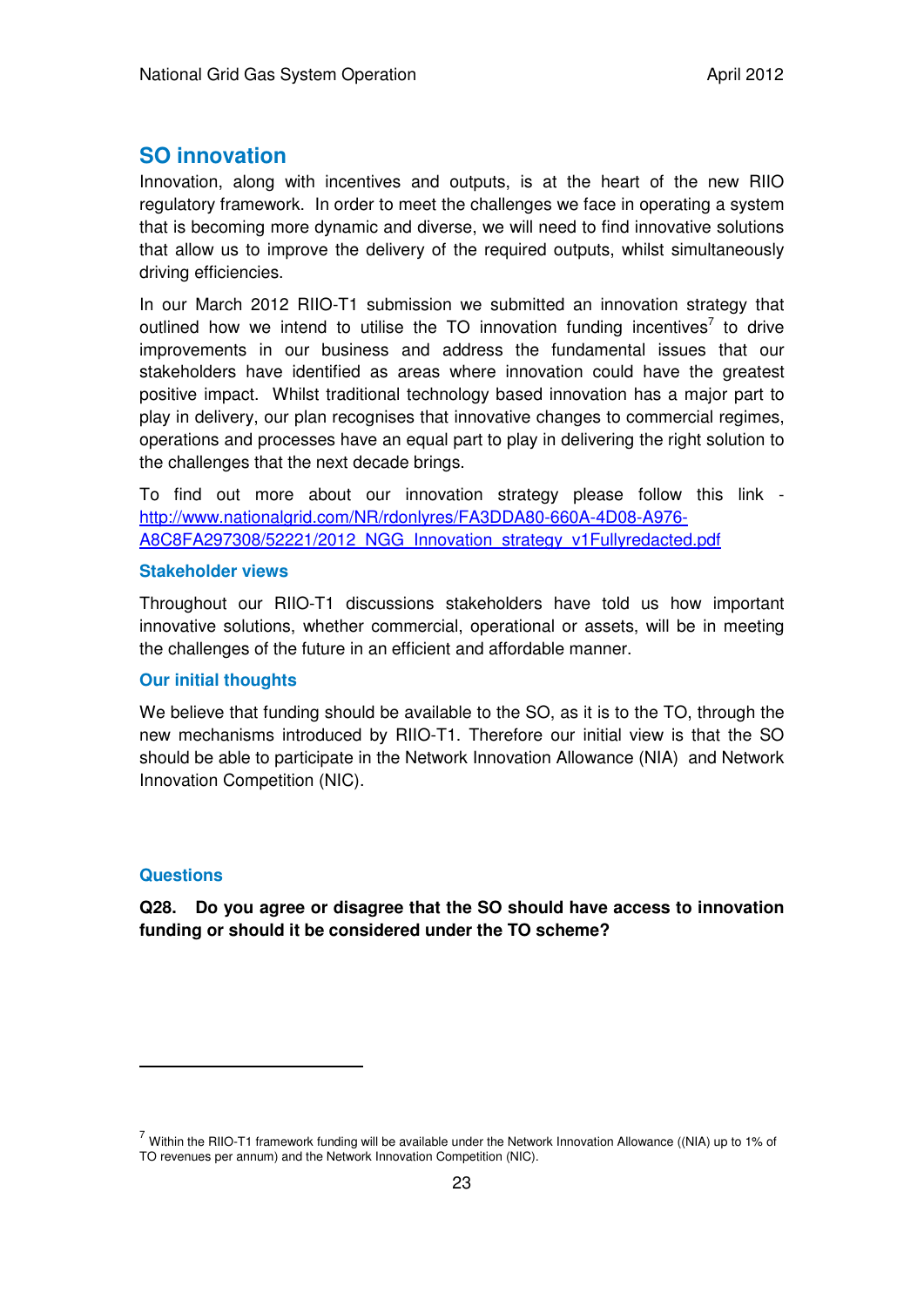## SO innovation

Innovation, along with incentives and outputs, is at the heart of the new RIIO regulatory framework. In order to meet the challenges we face in operating a system that is becoming more dynamic and diverse, we will need to find innovative solutions that allow us to improve the delivery of the required outputs, whilst simultaneously driving efficiencies.

In our March 2012 RIIO-T1 submission we submitted an innovation strategy that outlined how we intend to utilise the TO innovation funding incentives[7] to drive improvements in our business and address the fundamental issues that our stakeholders have identified as areas where innovation could have the greatest positive impact. Whilst traditional technology based innovation has a major part to play in delivery, our plan recognises that innovative changes to commercial regimes, operations and processes have an equal part to play in delivering the right solution to the challenges that the next decade brings.

To find out more about our innovation strategy please follow this link - http://www.nationalgrid.com/NR/rdonlyres/FA3DDA80-660A-4D08-A976-A8C8FA297308/52221/2012_NGG_Innovation_strategy_v1Fullyredacted.pdf

### Stakeholder views

Throughout our RIIO-T1 discussions stakeholders have told us how important innovative solutions, whether commercial, operational or assets, will be in meeting the challenges of the future in an efficient and affordable manner.

### Our initial thoughts

We believe that funding should be available to the SO, as it is to the TO, through the new mechanisms introduced by RIIO-T1. Therefore our initial view is that the SO should be able to participate in the Network Innovation Allowance (NIA) and Network Innovation Competition (NIC).

### Questions

**Q28. Do you agree or disagree that the SO should have access to innovation funding or should it be considered under the TO scheme?**

---

[7] Within the RIIO-T1 framework funding will be available under the Network Innovation Allowance ((NIA) up to 1% of TO revenues per annum) and the Network Innovation Competition (NIC).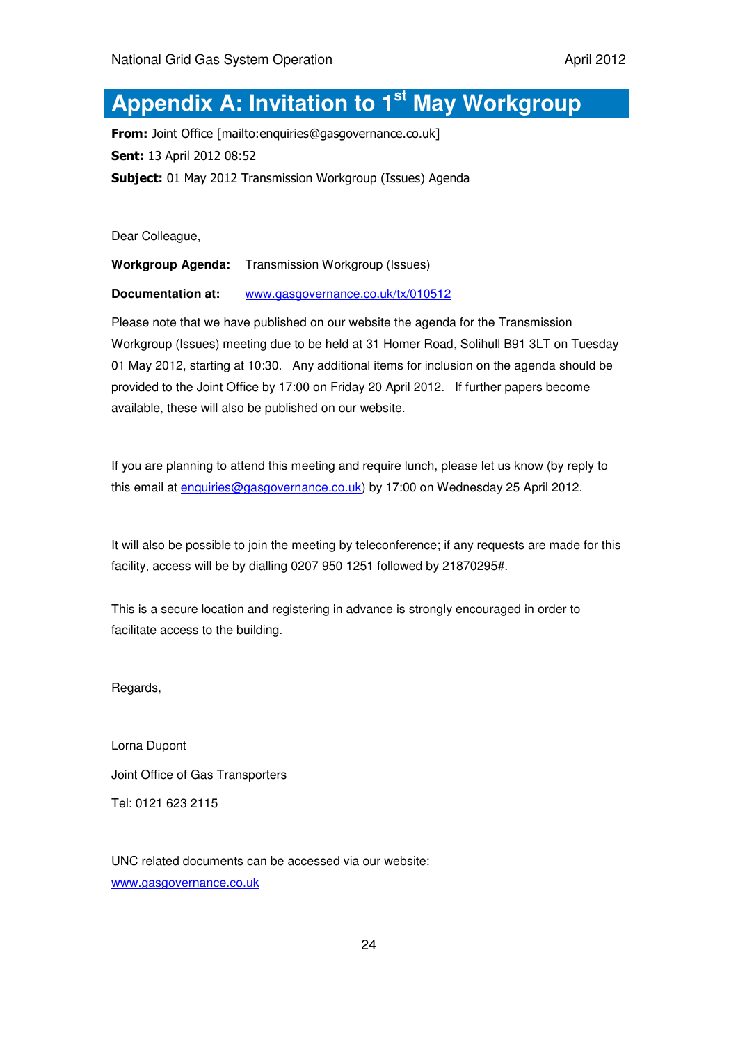# Appendix A: Invitation to 1st May Workgroup

**From:** Joint Office [mailto:enquiries@gasgovernance.co.uk]

**Sent:** 13 April 2012 08:52

**Subject:** 01 May 2012 Transmission Workgroup (Issues) Agenda

Dear Colleague,

**Workgroup Agenda:** Transmission Workgroup (Issues)

**Documentation at:** www.gasgovernance.co.uk/tx/010512

Please note that we have published on our website the agenda for the Transmission Workgroup (Issues) meeting due to be held at 31 Homer Road, Solihull B91 3LT on Tuesday 01 May 2012, starting at 10:30. Any additional items for inclusion on the agenda should be provided to the Joint Office by 17:00 on Friday 20 April 2012. If further papers become available, these will also be published on our website.

If you are planning to attend this meeting and require lunch, please let us know (by reply to this email at enquiries@gasgovernance.co.uk) by 17:00 on Wednesday 25 April 2012.

It will also be possible to join the meeting by teleconference; if any requests are made for this facility, access will be by dialling 0207 950 1251 followed by 21870295#.

This is a secure location and registering in advance is strongly encouraged in order to facilitate access to the building.

Regards,

Lorna Dupont

Joint Office of Gas Transporters

Tel: 0121 623 2115

UNC related documents can be accessed via our website:
www.gasgovernance.co.uk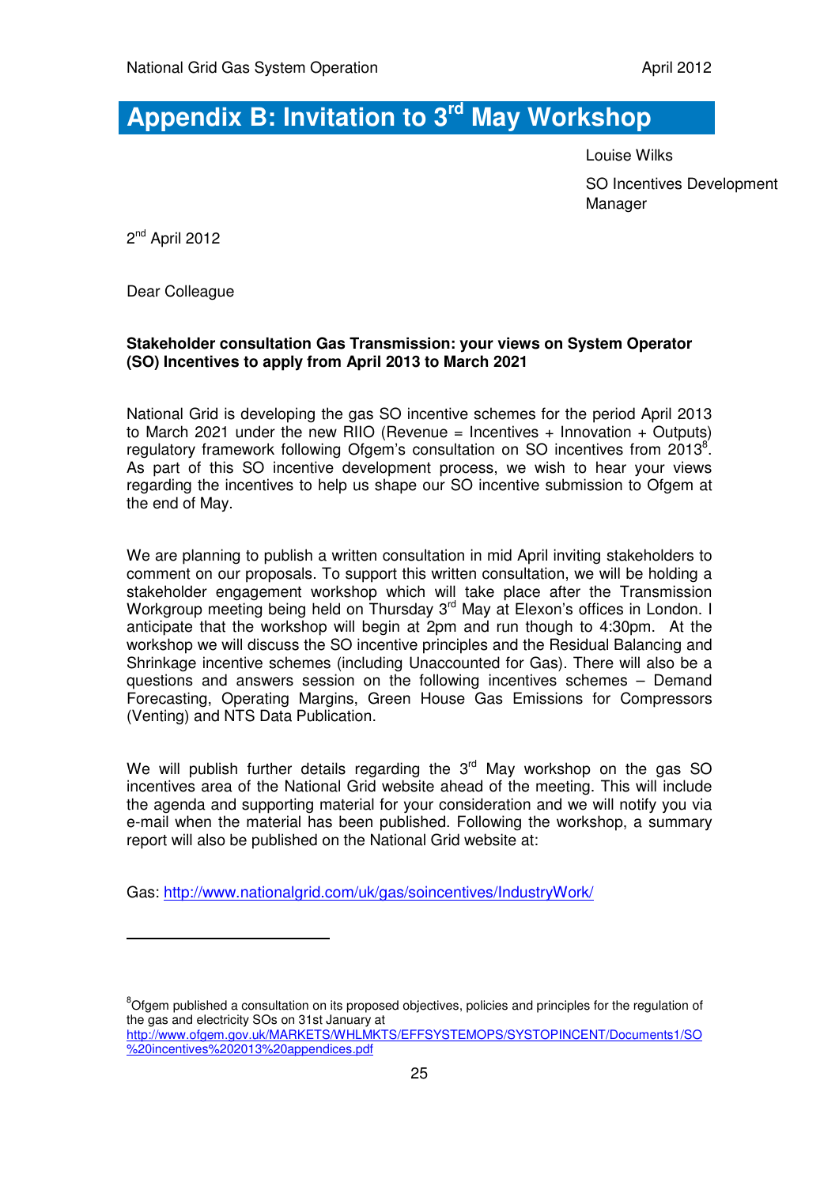# Appendix B: Invitation to 3rd May Workshop

Louise Wilks

SO Incentives Development Manager

2nd April 2012

Dear Colleague

**Stakeholder consultation Gas Transmission: your views on System Operator (SO) Incentives to apply from April 2013 to March 2021**

National Grid is developing the gas SO incentive schemes for the period April 2013 to March 2021 under the new RIIO (Revenue = Incentives + Innovation + Outputs) regulatory framework following Ofgem's consultation on SO incentives from 2013[8]. As part of this SO incentive development process, we wish to hear your views regarding the incentives to help us shape our SO incentive submission to Ofgem at the end of May.

We are planning to publish a written consultation in mid April inviting stakeholders to comment on our proposals. To support this written consultation, we will be holding a stakeholder engagement workshop which will take place after the Transmission Workgroup meeting being held on Thursday 3rd May at Elexon's offices in London. I anticipate that the workshop will begin at 2pm and run though to 4:30pm. At the workshop we will discuss the SO incentive principles and the Residual Balancing and Shrinkage incentive schemes (including Unaccounted for Gas). There will also be a questions and answers session on the following incentives schemes – Demand Forecasting, Operating Margins, Green House Gas Emissions for Compressors (Venting) and NTS Data Publication.

We will publish further details regarding the 3rd May workshop on the gas SO incentives area of the National Grid website ahead of the meeting. This will include the agenda and supporting material for your consideration and we will notify you via e-mail when the material has been published. Following the workshop, a summary report will also be published on the National Grid website at:

Gas: http://www.nationalgrid.com/uk/gas/soincentives/IndustryWork/

---

[8] Ofgem published a consultation on its proposed objectives, policies and principles for the regulation of the gas and electricity SOs on 31st January at http://www.ofgem.gov.uk/MARKETS/WHLMKTS/EFFSYSTEMOPS/SYSTOPINCENT/Documents1/SO%20incentives%202013%20appendices.pdf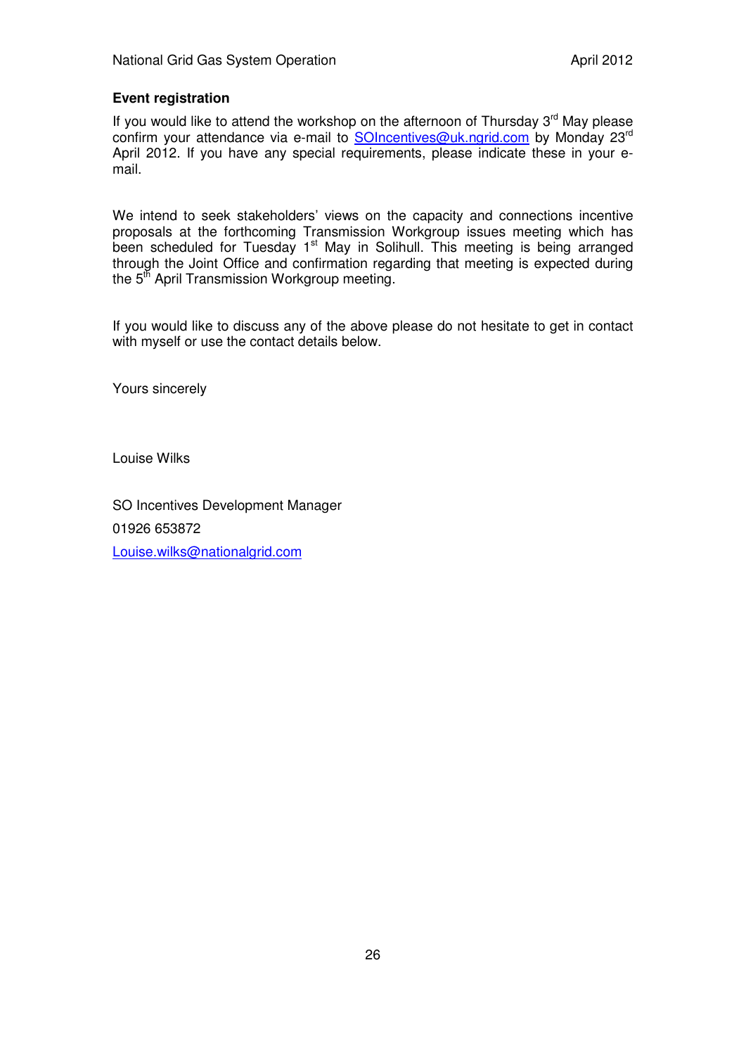**Event registration**

If you would like to attend the workshop on the afternoon of Thursday 3rd May please confirm your attendance via e-mail to SOIncentives@uk.ngrid.com by Monday 23rd April 2012. If you have any special requirements, please indicate these in your e-mail.

We intend to seek stakeholders' views on the capacity and connections incentive proposals at the forthcoming Transmission Workgroup issues meeting which has been scheduled for Tuesday 1st May in Solihull. This meeting is being arranged through the Joint Office and confirmation regarding that meeting is expected during the 5th April Transmission Workgroup meeting.

If you would like to discuss any of the above please do not hesitate to get in contact with myself or use the contact details below.

Yours sincerely

Louise Wilks

SO Incentives Development Manager

01926 653872

Louise.wilks@nationalgrid.com